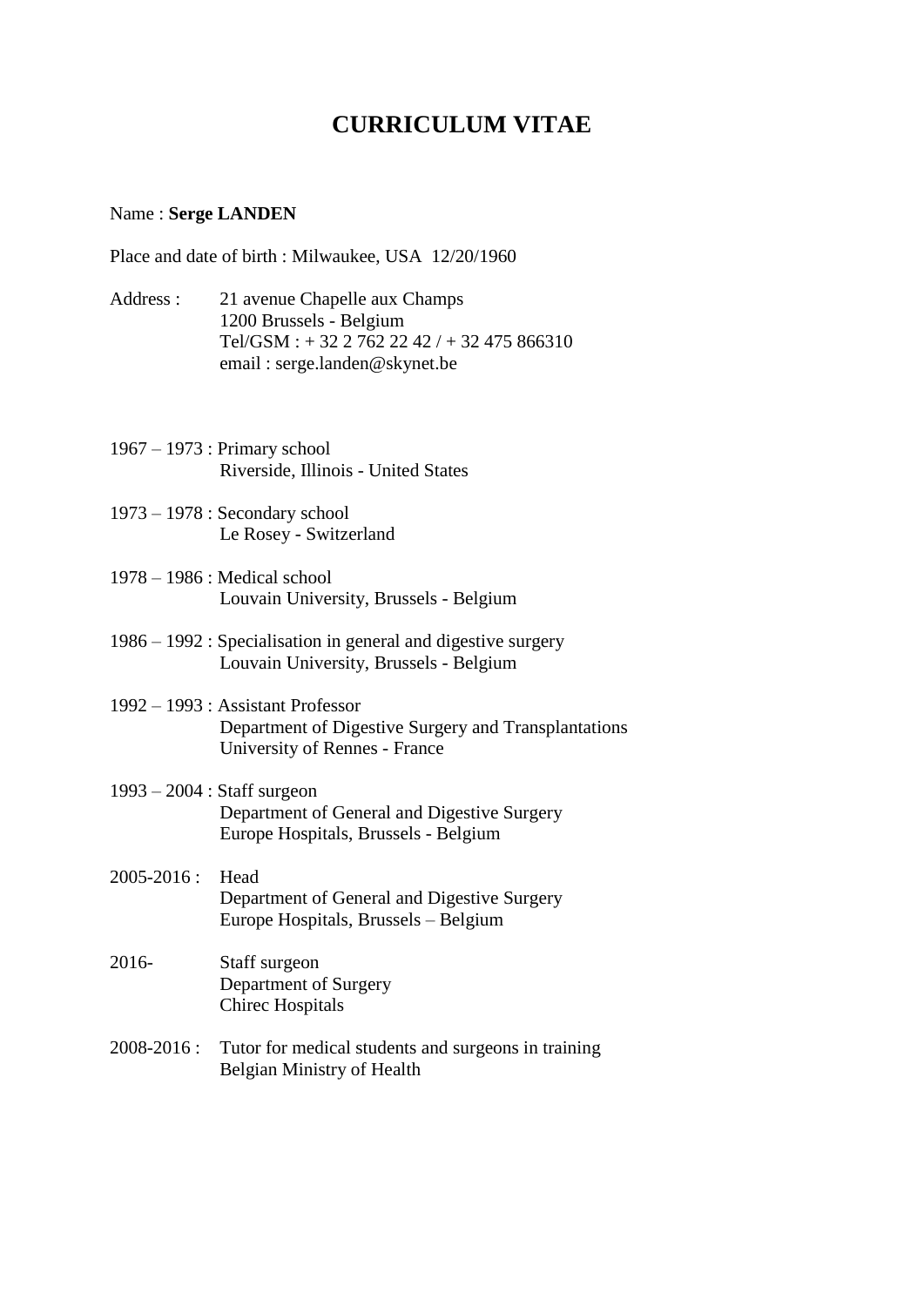# CURRICULUM VITAE

Name : **Serge LANDEN**

Place and date of birth : Milwaukee, USA 12/20/1960

Address : 21 avenue Chapelle aux Champs
1200 Brussels - Belgium
Tel/GSM : + 32 2 762 22 42 / + 32 475 866310
email : serge.landen@skynet.be

1967 – 1973 : Primary school
Riverside, Illinois - United States

1973 – 1978 : Secondary school
Le Rosey - Switzerland

1978 – 1986 : Medical school
Louvain University, Brussels - Belgium

1986 – 1992 : Specialisation in general and digestive surgery
Louvain University, Brussels - Belgium

1992 – 1993 : Assistant Professor
Department of Digestive Surgery and Transplantations
University of Rennes - France

1993 – 2004 : Staff surgeon
Department of General and Digestive Surgery
Europe Hospitals, Brussels - Belgium

2005-2016 : Head
Department of General and Digestive Surgery
Europe Hospitals, Brussels – Belgium

2016- Staff surgeon
Department of Surgery
Chirec Hospitals

2008-2016 : Tutor for medical students and surgeons in training
Belgian Ministry of Health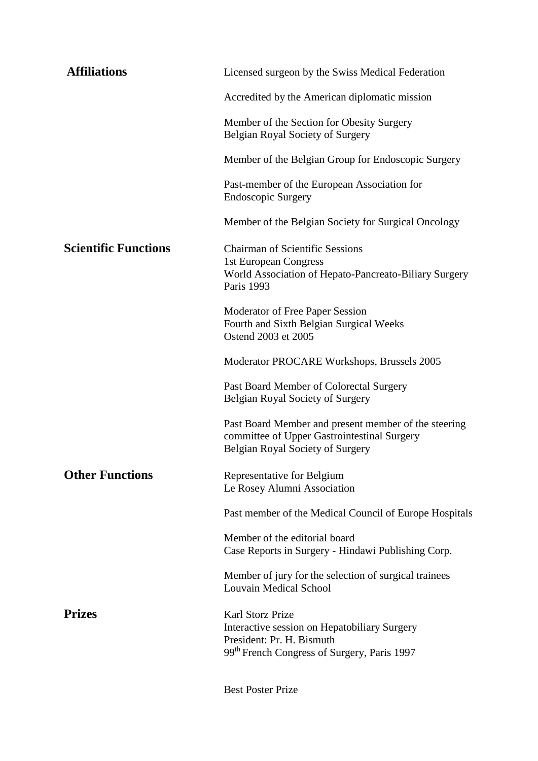## Affiliations

Licensed surgeon by the Swiss Medical Federation

Accredited by the American diplomatic mission

Member of the Section for Obesity Surgery
Belgian Royal Society of Surgery

Member of the Belgian Group for Endoscopic Surgery

Past-member of the European Association for Endoscopic Surgery

Member of the Belgian Society for Surgical Oncology

## Scientific Functions

Chairman of Scientific Sessions
1st European Congress
World Association of Hepato-Pancreato-Biliary Surgery
Paris 1993

Moderator of Free Paper Session
Fourth and Sixth Belgian Surgical Weeks
Ostend 2003 et 2005

Moderator PROCARE Workshops, Brussels 2005

Past Board Member of Colorectal Surgery
Belgian Royal Society of Surgery

Past Board Member and present member of the steering committee of Upper Gastrointestinal Surgery
Belgian Royal Society of Surgery

## Other Functions

Representative for Belgium
Le Rosey Alumni Association

Past member of the Medical Council of Europe Hospitals

Member of the editorial board
Case Reports in Surgery - Hindawi Publishing Corp.

Member of jury for the selection of surgical trainees
Louvain Medical School

## Prizes

Karl Storz Prize
Interactive session on Hepatobiliary Surgery
President: Pr. H. Bismuth
99$^{th}$ French Congress of Surgery, Paris 1997

Best Poster Prize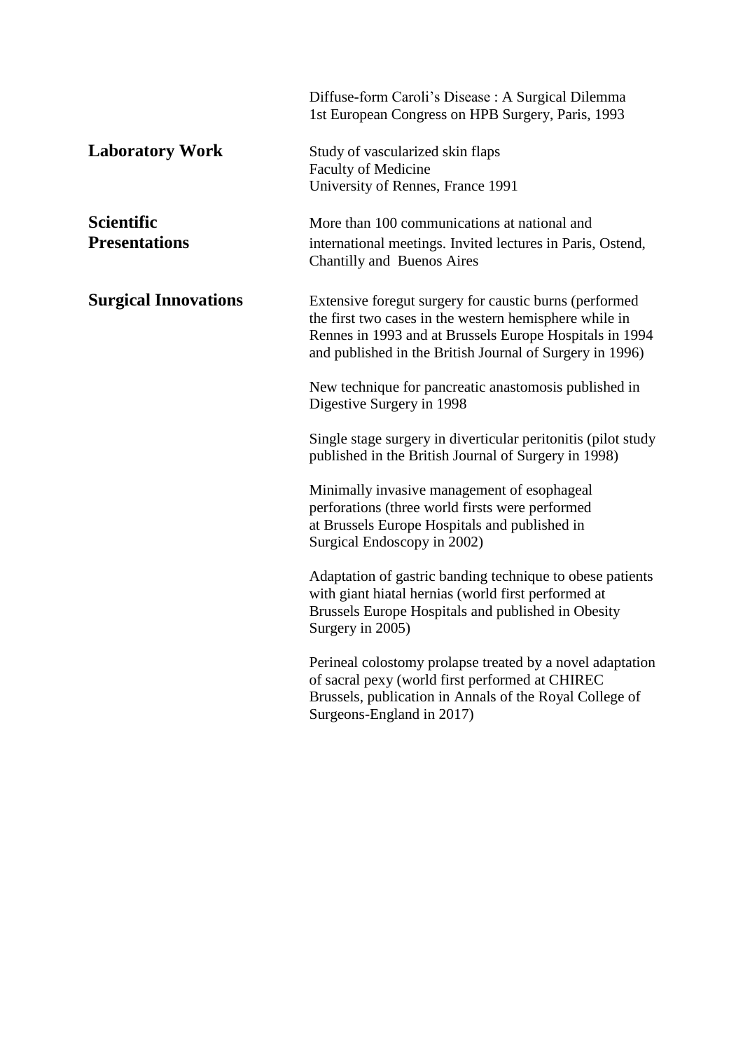Diffuse-form Caroli's Disease : A Surgical Dilemma
1st European Congress on HPB Surgery, Paris, 1993

**Laboratory Work**

Study of vascularized skin flaps
Faculty of Medicine
University of Rennes, France 1991

**Scientific Presentations**

More than 100 communications at national and international meetings. Invited lectures in Paris, Ostend, Chantilly and Buenos Aires

**Surgical Innovations**

Extensive foregut surgery for caustic burns (performed the first two cases in the western hemisphere while in Rennes in 1993 and at Brussels Europe Hospitals in 1994 and published in the British Journal of Surgery in 1996)

New technique for pancreatic anastomosis published in Digestive Surgery in 1998

Single stage surgery in diverticular peritonitis (pilot study published in the British Journal of Surgery in 1998)

Minimally invasive management of esophageal perforations (three world firsts were performed at Brussels Europe Hospitals and published in Surgical Endoscopy in 2002)

Adaptation of gastric banding technique to obese patients with giant hiatal hernias (world first performed at Brussels Europe Hospitals and published in Obesity Surgery in 2005)

Perineal colostomy prolapse treated by a novel adaptation of sacral pexy (world first performed at CHIREC Brussels, publication in Annals of the Royal College of Surgeons-England in 2017)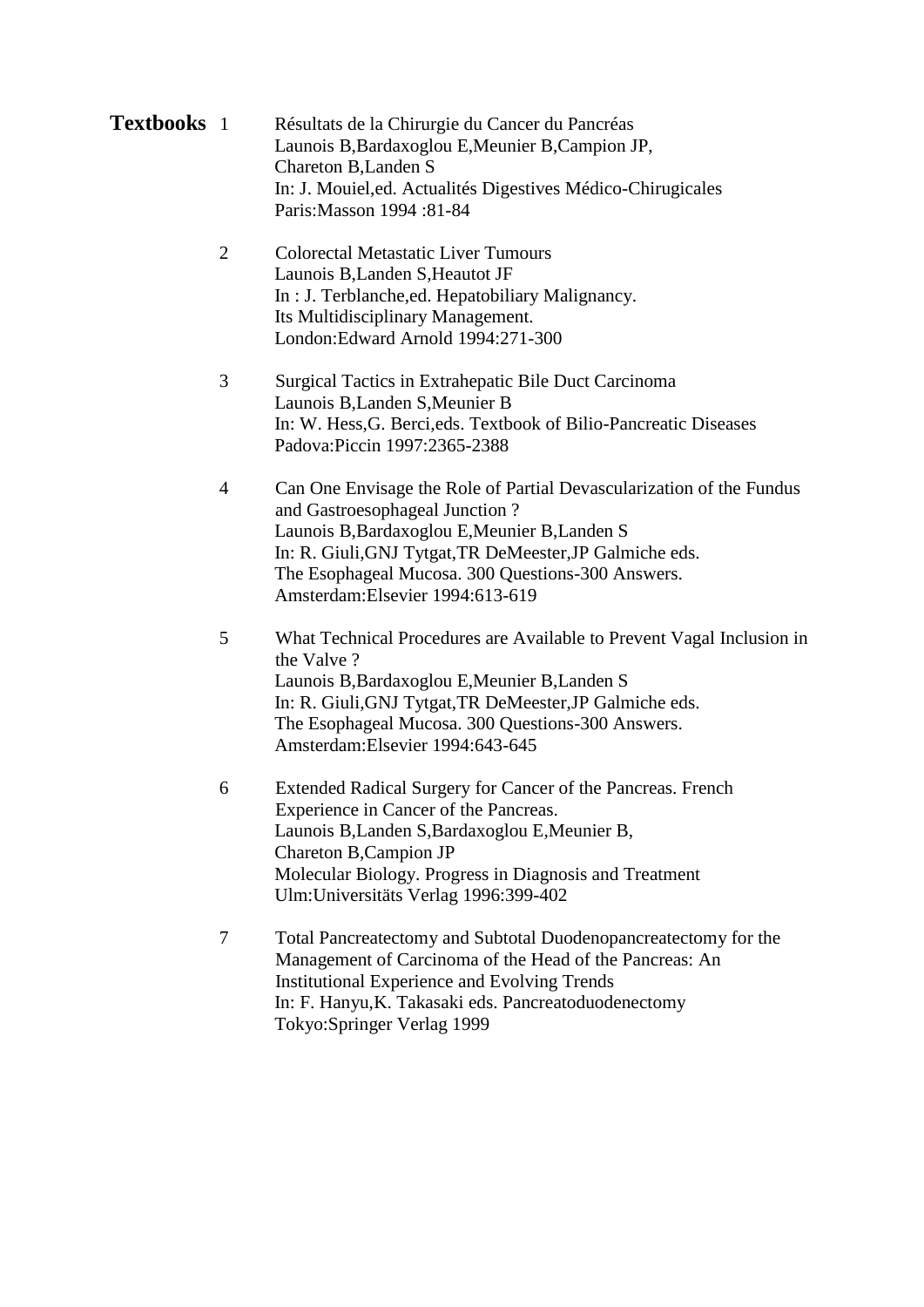## Textbooks

1. Résultats de la Chirurgie du Cancer du Pancréas
   Launois B,Bardaxoglou E,Meunier B,Campion JP,
   Chareton B,Landen S
   In: J. Mouiel,ed. Actualités Digestives Médico-Chirugicales
   Paris:Masson 1994 :81-84

2. Colorectal Metastatic Liver Tumours
   Launois B,Landen S,Heautot JF
   In : J. Terblanche,ed. Hepatobiliary Malignancy.
   Its Multidisciplinary Management.
   London:Edward Arnold 1994:271-300

3. Surgical Tactics in Extrahepatic Bile Duct Carcinoma
   Launois B,Landen S,Meunier B
   In: W. Hess,G. Berci,eds. Textbook of Bilio-Pancreatic Diseases
   Padova:Piccin 1997:2365-2388

4. Can One Envisage the Role of Partial Devascularization of the Fundus and Gastroesophageal Junction ?
   Launois B,Bardaxoglou E,Meunier B,Landen S
   In: R. Giuli,GNJ Tytgat,TR DeMeester,JP Galmiche eds.
   The Esophageal Mucosa. 300 Questions-300 Answers.
   Amsterdam:Elsevier 1994:613-619

5. What Technical Procedures are Available to Prevent Vagal Inclusion in the Valve ?
   Launois B,Bardaxoglou E,Meunier B,Landen S
   In: R. Giuli,GNJ Tytgat,TR DeMeester,JP Galmiche eds.
   The Esophageal Mucosa. 300 Questions-300 Answers.
   Amsterdam:Elsevier 1994:643-645

6. Extended Radical Surgery for Cancer of the Pancreas. French Experience in Cancer of the Pancreas.
   Launois B,Landen S,Bardaxoglou E,Meunier B,
   Chareton B,Campion JP
   Molecular Biology. Progress in Diagnosis and Treatment
   Ulm:Universitäts Verlag 1996:399-402

7. Total Pancreatectomy and Subtotal Duodenopancreatectomy for the Management of Carcinoma of the Head of the Pancreas: An Institutional Experience and Evolving Trends
   In: F. Hanyu,K. Takasaki eds. Pancreatoduodenectomy
   Tokyo:Springer Verlag 1999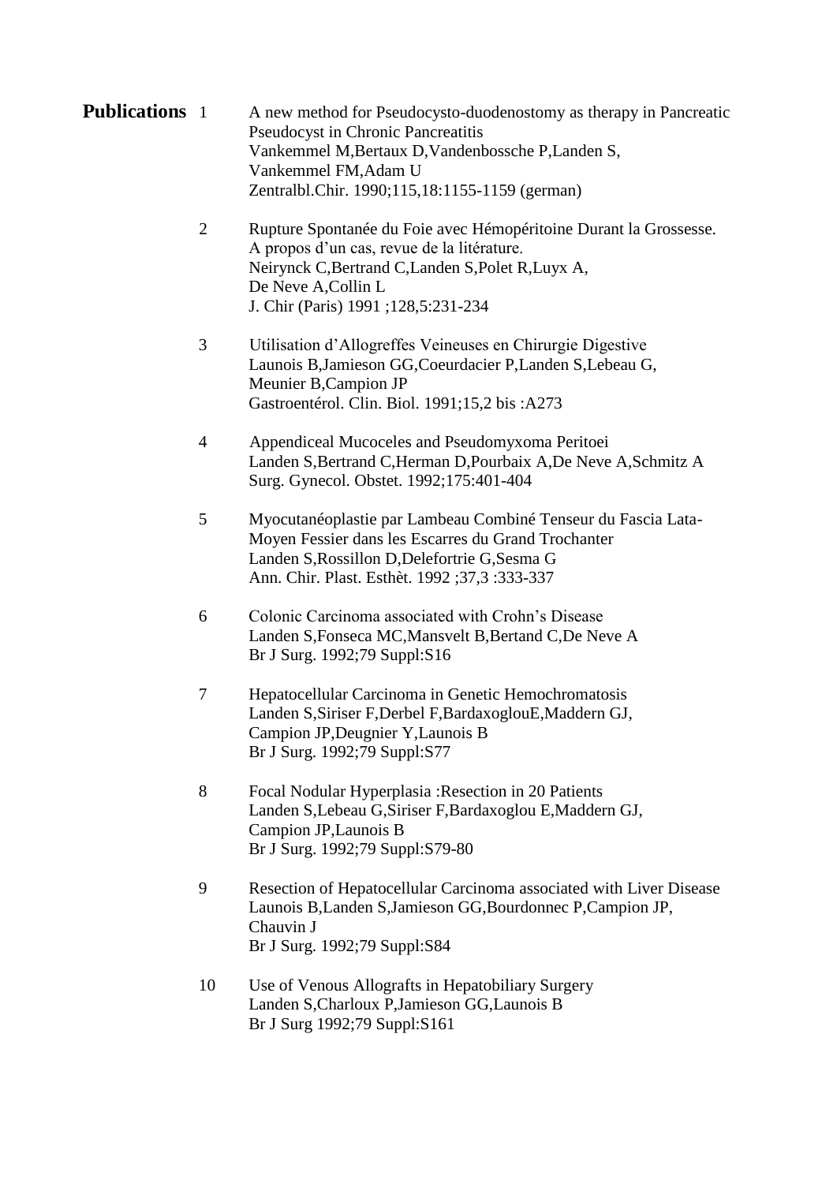**Publications**

1. A new method for Pseudocysto-duodenostomy as therapy in Pancreatic Pseudocyst in Chronic Pancreatitis
   Vankemmel M,Bertaux D,Vandenbossche P,Landen S,
   Vankemmel FM,Adam U
   Zentralbl.Chir. 1990;115,18:1155-1159 (german)

2. Rupture Spontanée du Foie avec Hémopéritoine Durant la Grossesse. A propos d'un cas, revue de la litérature.
   Neirynck C,Bertrand C,Landen S,Polet R,Luyx A,
   De Neve A,Collin L
   J. Chir (Paris) 1991 ;128,5:231-234

3. Utilisation d'Allogreffes Veineuses en Chirurgie Digestive
   Launois B,Jamieson GG,Coeurdacier P,Landen S,Lebeau G,
   Meunier B,Campion JP
   Gastroentérol. Clin. Biol. 1991;15,2 bis :A273

4. Appendiceal Mucoceles and Pseudomyxoma Peritoei
   Landen S,Bertrand C,Herman D,Pourbaix A,De Neve A,Schmitz A
   Surg. Gynecol. Obstet. 1992;175:401-404

5. Myocutanéoplastie par Lambeau Combiné Tenseur du Fascia Lata-Moyen Fessier dans les Escarres du Grand Trochanter
   Landen S,Rossillon D,Delefortrie G,Sesma G
   Ann. Chir. Plast. Esthèt. 1992 ;37,3 :333-337

6. Colonic Carcinoma associated with Crohn's Disease
   Landen S,Fonseca MC,Mansvelt B,Bertand C,De Neve A
   Br J Surg. 1992;79 Suppl:S16

7. Hepatocellular Carcinoma in Genetic Hemochromatosis
   Landen S,Siriser F,Derbel F,BardaxoglouE,Maddern GJ,
   Campion JP,Deugnier Y,Launois B
   Br J Surg. 1992;79 Suppl:S77

8. Focal Nodular Hyperplasia :Resection in 20 Patients
   Landen S,Lebeau G,Siriser F,Bardaxoglou E,Maddern GJ,
   Campion JP,Launois B
   Br J Surg. 1992;79 Suppl:S79-80

9. Resection of Hepatocellular Carcinoma associated with Liver Disease
   Launois B,Landen S,Jamieson GG,Bourdonnec P,Campion JP,
   Chauvin J
   Br J Surg. 1992;79 Suppl:S84

10. Use of Venous Allografts in Hepatobiliary Surgery
    Landen S,Charloux P,Jamieson GG,Launois B
    Br J Surg 1992;79 Suppl:S161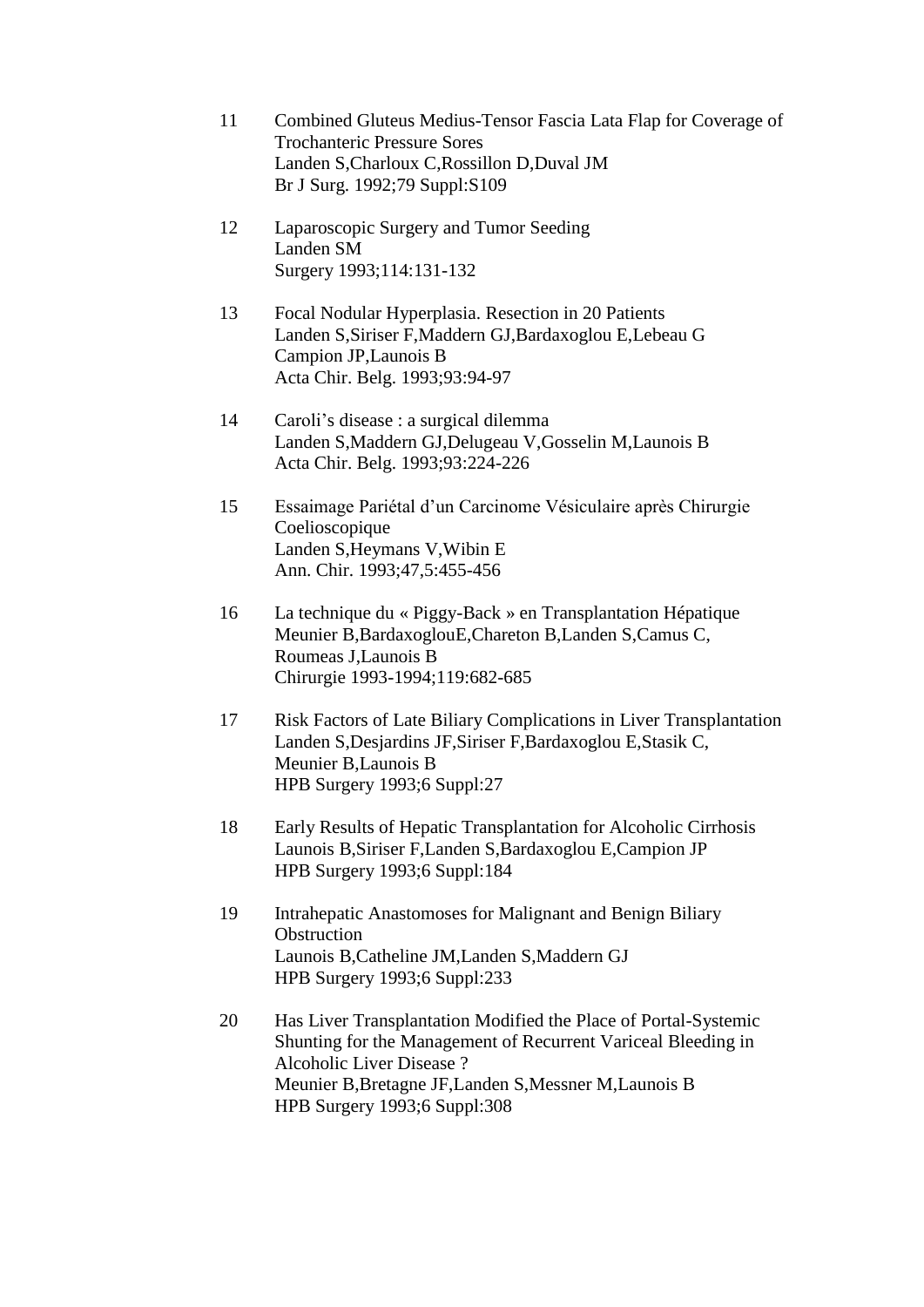11 Combined Gluteus Medius-Tensor Fascia Lata Flap for Coverage of Trochanteric Pressure Sores
Landen S,Charloux C,Rossillon D,Duval JM
Br J Surg. 1992;79 Suppl:S109

12 Laparoscopic Surgery and Tumor Seeding
Landen SM
Surgery 1993;114:131-132

13 Focal Nodular Hyperplasia. Resection in 20 Patients
Landen S,Siriser F,Maddern GJ,Bardaxoglou E,Lebeau G Campion JP,Launois B
Acta Chir. Belg. 1993;93:94-97

14 Caroli's disease : a surgical dilemma
Landen S,Maddern GJ,Delugeau V,Gosselin M,Launois B
Acta Chir. Belg. 1993;93:224-226

15 Essaimage Pariétal d'un Carcinome Vésiculaire après Chirurgie Coelioscopique
Landen S,Heymans V,Wibin E
Ann. Chir. 1993;47,5:455-456

16 La technique du « Piggy-Back » en Transplantation Hépatique
Meunier B,BardaxoglouE,Chareton B,Landen S,Camus C, Roumeas J,Launois B
Chirurgie 1993-1994;119:682-685

17 Risk Factors of Late Biliary Complications in Liver Transplantation
Landen S,Desjardins JF,Siriser F,Bardaxoglou E,Stasik C, Meunier B,Launois B
HPB Surgery 1993;6 Suppl:27

18 Early Results of Hepatic Transplantation for Alcoholic Cirrhosis
Launois B,Siriser F,Landen S,Bardaxoglou E,Campion JP
HPB Surgery 1993;6 Suppl:184

19 Intrahepatic Anastomoses for Malignant and Benign Biliary Obstruction
Launois B,Catheline JM,Landen S,Maddern GJ
HPB Surgery 1993;6 Suppl:233

20 Has Liver Transplantation Modified the Place of Portal-Systemic Shunting for the Management of Recurrent Variceal Bleeding in Alcoholic Liver Disease ?
Meunier B,Bretagne JF,Landen S,Messner M,Launois B
HPB Surgery 1993;6 Suppl:308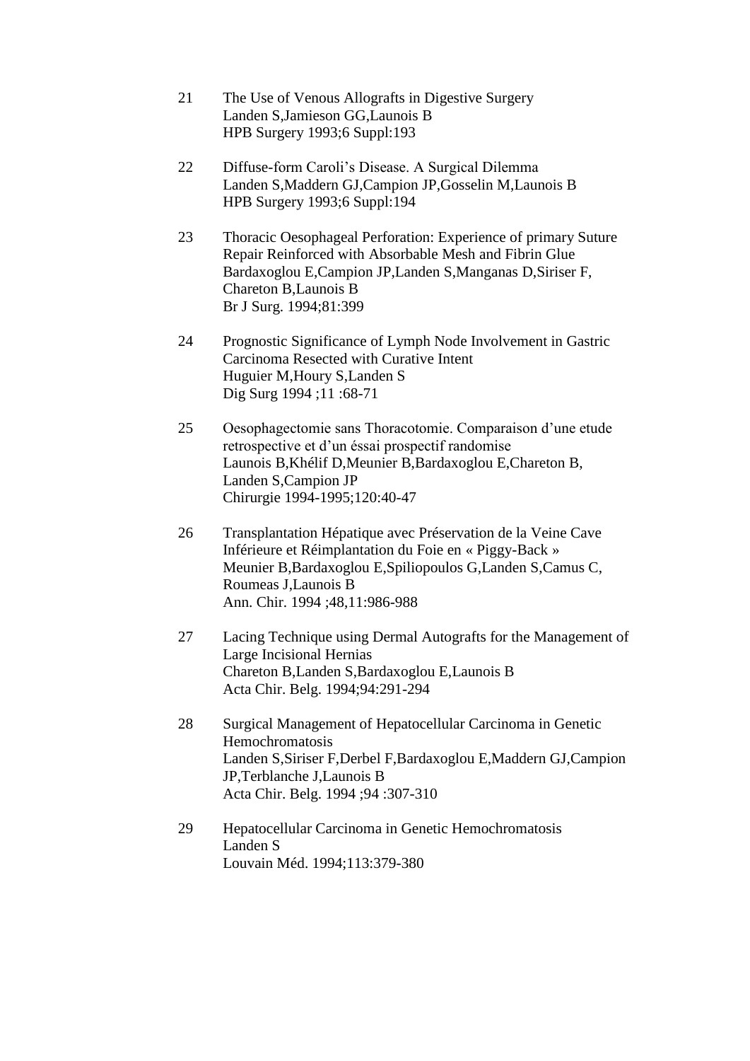21 The Use of Venous Allografts in Digestive Surgery
Landen S,Jamieson GG,Launois B
HPB Surgery 1993;6 Suppl:193

22 Diffuse-form Caroli's Disease. A Surgical Dilemma
Landen S,Maddern GJ,Campion JP,Gosselin M,Launois B
HPB Surgery 1993;6 Suppl:194

23 Thoracic Oesophageal Perforation: Experience of primary Suture Repair Reinforced with Absorbable Mesh and Fibrin Glue
Bardaxoglou E,Campion JP,Landen S,Manganas D,Siriser F, Chareton B,Launois B
Br J Surg. 1994;81:399

24 Prognostic Significance of Lymph Node Involvement in Gastric Carcinoma Resected with Curative Intent
Huguier M,Houry S,Landen S
Dig Surg 1994 ;11 :68-71

25 Oesophagectomie sans Thoracotomie. Comparaison d'une etude retrospective et d'un éssai prospectif randomise
Launois B,Khélif D,Meunier B,Bardaxoglou E,Chareton B, Landen S,Campion JP
Chirurgie 1994-1995;120:40-47

26 Transplantation Hépatique avec Préservation de la Veine Cave Inférieure et Réimplantation du Foie en « Piggy-Back »
Meunier B,Bardaxoglou E,Spiliopoulos G,Landen S,Camus C, Roumeas J,Launois B
Ann. Chir. 1994 ;48,11:986-988

27 Lacing Technique using Dermal Autografts for the Management of Large Incisional Hernias
Chareton B,Landen S,Bardaxoglou E,Launois B
Acta Chir. Belg. 1994;94:291-294

28 Surgical Management of Hepatocellular Carcinoma in Genetic Hemochromatosis
Landen S,Siriser F,Derbel F,Bardaxoglou E,Maddern GJ,Campion JP,Terblanche J,Launois B
Acta Chir. Belg. 1994 ;94 :307-310

29 Hepatocellular Carcinoma in Genetic Hemochromatosis
Landen S
Louvain Méd. 1994;113:379-380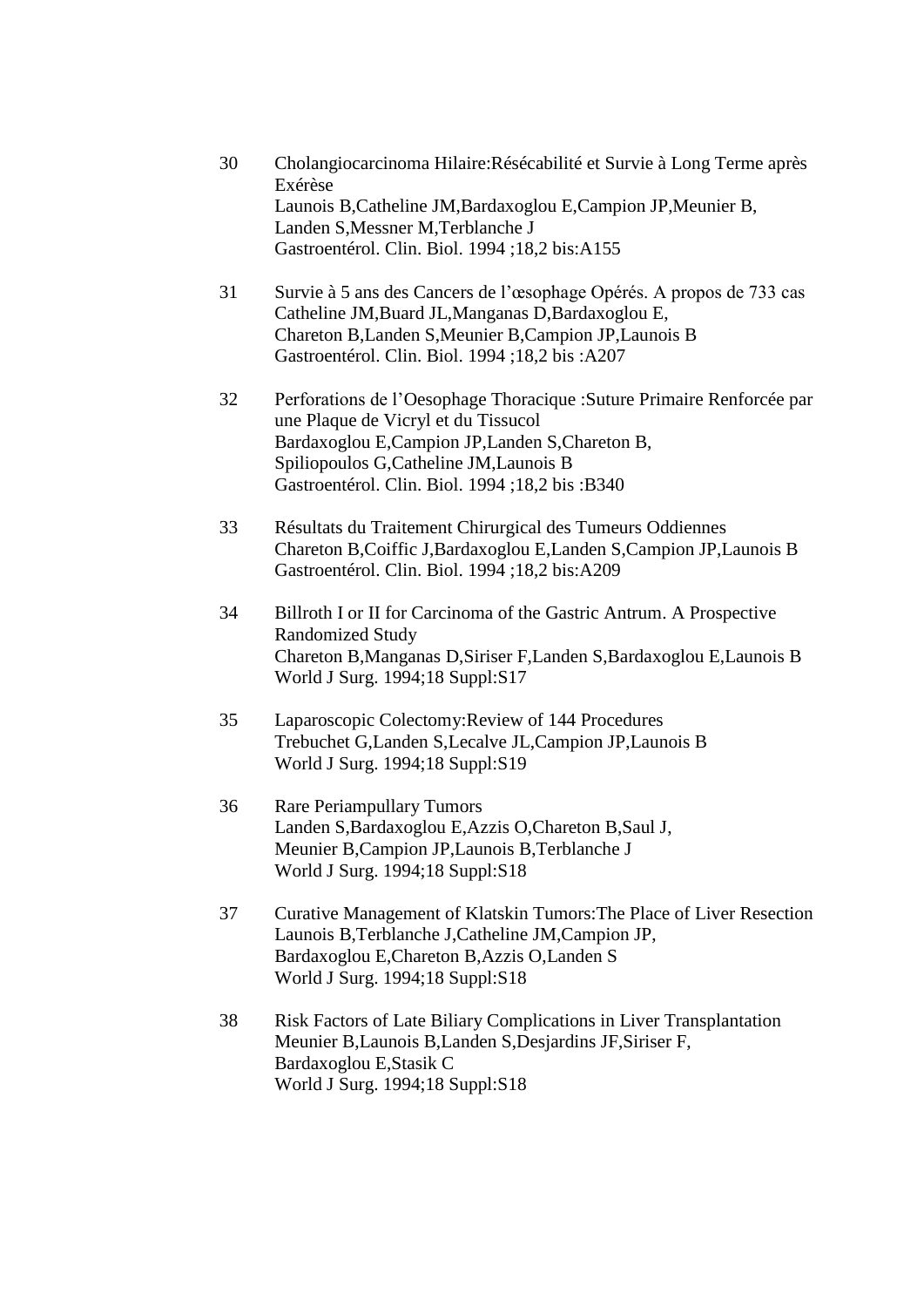30 Cholangiocarcinoma Hilaire:Résécabilité et Survie à Long Terme après Exérèse
Launois B,Catheline JM,Bardaxoglou E,Campion JP,Meunier B, Landen S,Messner M,Terblanche J
Gastroentérol. Clin. Biol. 1994 ;18,2 bis:A155

31 Survie à 5 ans des Cancers de l'œsophage Opérés. A propos de 733 cas
Catheline JM,Buard JL,Manganas D,Bardaxoglou E, Chareton B,Landen S,Meunier B,Campion JP,Launois B
Gastroentérol. Clin. Biol. 1994 ;18,2 bis :A207

32 Perforations de l'Oesophage Thoracique :Suture Primaire Renforcée par une Plaque de Vicryl et du Tissucol
Bardaxoglou E,Campion JP,Landen S,Chareton B, Spiliopoulos G,Catheline JM,Launois B
Gastroentérol. Clin. Biol. 1994 ;18,2 bis :B340

33 Résultats du Traitement Chirurgical des Tumeurs Oddiennes
Chareton B,Coiffic J,Bardaxoglou E,Landen S,Campion JP,Launois B
Gastroentérol. Clin. Biol. 1994 ;18,2 bis:A209

34 Billroth I or II for Carcinoma of the Gastric Antrum. A Prospective Randomized Study
Chareton B,Manganas D,Siriser F,Landen S,Bardaxoglou E,Launois B
World J Surg. 1994;18 Suppl:S17

35 Laparoscopic Colectomy:Review of 144 Procedures
Trebuchet G,Landen S,Lecalve JL,Campion JP,Launois B
World J Surg. 1994;18 Suppl:S19

36 Rare Periampullary Tumors
Landen S,Bardaxoglou E,Azzis O,Chareton B,Saul J, Meunier B,Campion JP,Launois B,Terblanche J
World J Surg. 1994;18 Suppl:S18

37 Curative Management of Klatskin Tumors:The Place of Liver Resection
Launois B,Terblanche J,Catheline JM,Campion JP, Bardaxoglou E,Chareton B,Azzis O,Landen S
World J Surg. 1994;18 Suppl:S18

38 Risk Factors of Late Biliary Complications in Liver Transplantation
Meunier B,Launois B,Landen S,Desjardins JF,Siriser F, Bardaxoglou E,Stasik C
World J Surg. 1994;18 Suppl:S18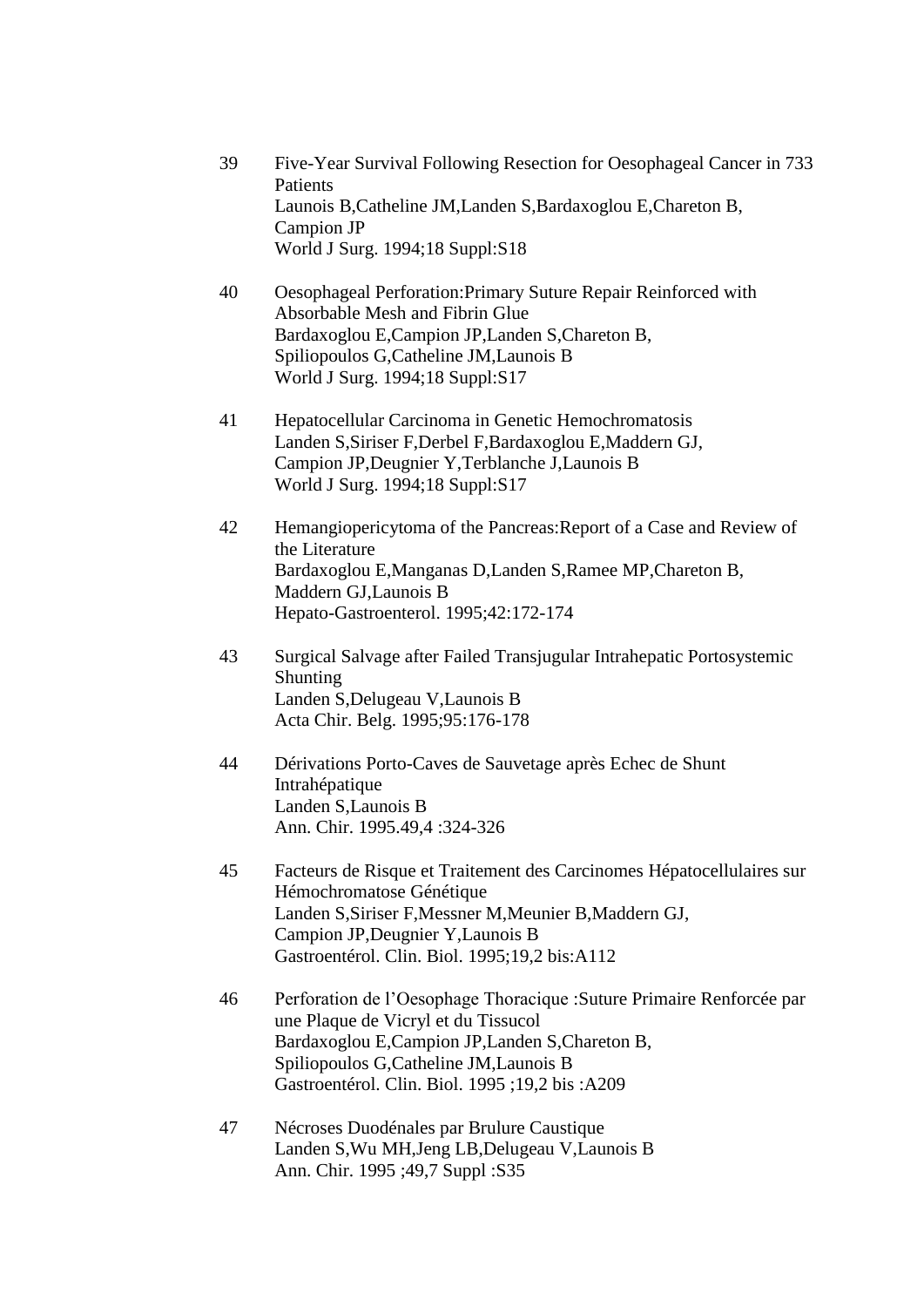39 Five-Year Survival Following Resection for Oesophageal Cancer in 733 Patients
Launois B,Catheline JM,Landen S,Bardaxoglou E,Chareton B, Campion JP
World J Surg. 1994;18 Suppl:S18

40 Oesophageal Perforation:Primary Suture Repair Reinforced with Absorbable Mesh and Fibrin Glue
Bardaxoglou E,Campion JP,Landen S,Chareton B, Spiliopoulos G,Catheline JM,Launois B
World J Surg. 1994;18 Suppl:S17

41 Hepatocellular Carcinoma in Genetic Hemochromatosis
Landen S,Siriser F,Derbel F,Bardaxoglou E,Maddern GJ, Campion JP,Deugnier Y,Terblanche J,Launois B
World J Surg. 1994;18 Suppl:S17

42 Hemangiopericytoma of the Pancreas:Report of a Case and Review of the Literature
Bardaxoglou E,Manganas D,Landen S,Ramee MP,Chareton B, Maddern GJ,Launois B
Hepato-Gastroenterol. 1995;42:172-174

43 Surgical Salvage after Failed Transjugular Intrahepatic Portosystemic Shunting
Landen S,Delugeau V,Launois B
Acta Chir. Belg. 1995;95:176-178

44 Dérivations Porto-Caves de Sauvetage après Echec de Shunt Intrahépatique
Landen S,Launois B
Ann. Chir. 1995.49,4 :324-326

45 Facteurs de Risque et Traitement des Carcinomes Hépatocellulaires sur Hémochromatose Génétique
Landen S,Siriser F,Messner M,Meunier B,Maddern GJ, Campion JP,Deugnier Y,Launois B
Gastroentérol. Clin. Biol. 1995;19,2 bis:A112

46 Perforation de l'Oesophage Thoracique :Suture Primaire Renforcée par une Plaque de Vicryl et du Tissucol
Bardaxoglou E,Campion JP,Landen S,Chareton B, Spiliopoulos G,Catheline JM,Launois B
Gastroentérol. Clin. Biol. 1995 ;19,2 bis :A209

47 Nécroses Duodénales par Brulure Caustique
Landen S,Wu MH,Jeng LB,Delugeau V,Launois B
Ann. Chir. 1995 ;49,7 Suppl :S35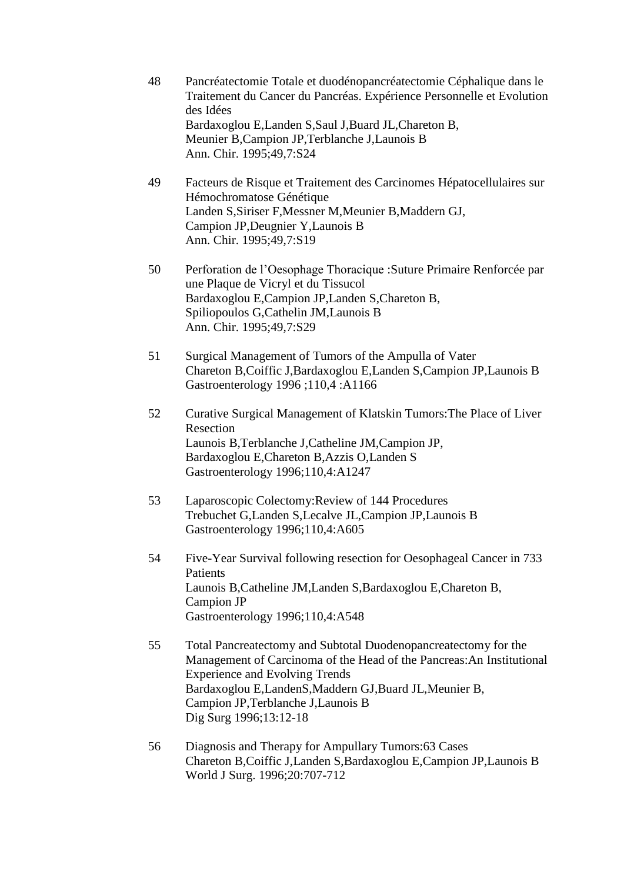48 Pancréatectomie Totale et duodénopancréatectomie Céphalique dans le Traitement du Cancer du Pancréas. Expérience Personnelle et Evolution des Idées
Bardaxoglou E,Landen S,Saul J,Buard JL,Chareton B, Meunier B,Campion JP,Terblanche J,Launois B
Ann. Chir. 1995;49,7:S24

49 Facteurs de Risque et Traitement des Carcinomes Hépatocellulaires sur Hémochromatose Génétique
Landen S,Siriser F,Messner M,Meunier B,Maddern GJ, Campion JP,Deugnier Y,Launois B
Ann. Chir. 1995;49,7:S19

50 Perforation de l'Oesophage Thoracique :Suture Primaire Renforcée par une Plaque de Vicryl et du Tissucol
Bardaxoglou E,Campion JP,Landen S,Chareton B, Spiliopoulos G,Cathelin JM,Launois B
Ann. Chir. 1995;49,7:S29

51 Surgical Management of Tumors of the Ampulla of Vater
Chareton B,Coiffic J,Bardaxoglou E,Landen S,Campion JP,Launois B
Gastroenterology 1996 ;110,4 :A1166

52 Curative Surgical Management of Klatskin Tumors:The Place of Liver Resection
Launois B,Terblanche J,Catheline JM,Campion JP, Bardaxoglou E,Chareton B,Azzis O,Landen S
Gastroenterology 1996;110,4:A1247

53 Laparoscopic Colectomy:Review of 144 Procedures
Trebuchet G,Landen S,Lecalve JL,Campion JP,Launois B
Gastroenterology 1996;110,4:A605

54 Five-Year Survival following resection for Oesophageal Cancer in 733 Patients
Launois B,Catheline JM,Landen S,Bardaxoglou E,Chareton B, Campion JP
Gastroenterology 1996;110,4:A548

55 Total Pancreatectomy and Subtotal Duodenopancreatectomy for the Management of Carcinoma of the Head of the Pancreas:An Institutional Experience and Evolving Trends
Bardaxoglou E,LandenS,Maddern GJ,Buard JL,Meunier B, Campion JP,Terblanche J,Launois B
Dig Surg 1996;13:12-18

56 Diagnosis and Therapy for Ampullary Tumors:63 Cases
Chareton B,Coiffic J,Landen S,Bardaxoglou E,Campion JP,Launois B
World J Surg. 1996;20:707-712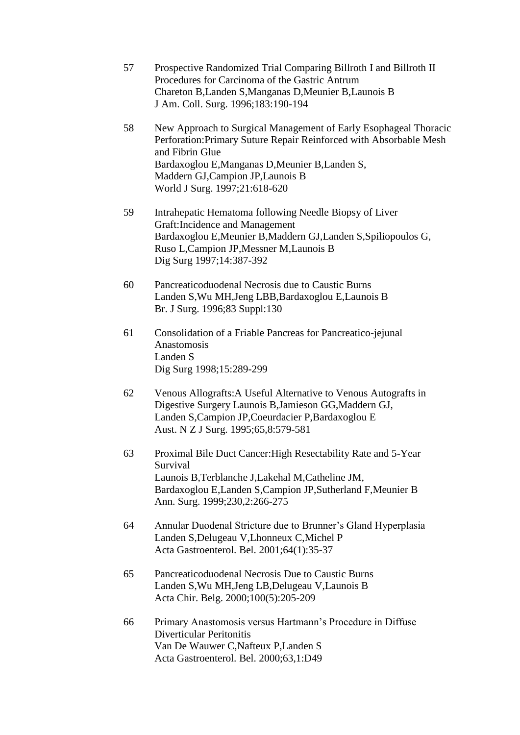57 Prospective Randomized Trial Comparing Billroth I and Billroth II Procedures for Carcinoma of the Gastric Antrum
Chareton B,Landen S,Manganas D,Meunier B,Launois B
J Am. Coll. Surg. 1996;183:190-194

58 New Approach to Surgical Management of Early Esophageal Thoracic Perforation:Primary Suture Repair Reinforced with Absorbable Mesh and Fibrin Glue
Bardaxoglou E,Manganas D,Meunier B,Landen S, Maddern GJ,Campion JP,Launois B
World J Surg. 1997;21:618-620

59 Intrahepatic Hematoma following Needle Biopsy of Liver Graft:Incidence and Management
Bardaxoglou E,Meunier B,Maddern GJ,Landen S,Spiliopoulos G, Ruso L,Campion JP,Messner M,Launois B
Dig Surg 1997;14:387-392

60 Pancreaticoduodenal Necrosis due to Caustic Burns
Landen S,Wu MH,Jeng LBB,Bardaxoglou E,Launois B
Br. J Surg. 1996;83 Suppl:130

61 Consolidation of a Friable Pancreas for Pancreatico-jejunal Anastomosis
Landen S
Dig Surg 1998;15:289-299

62 Venous Allografts:A Useful Alternative to Venous Autografts in Digestive Surgery Launois B,Jamieson GG,Maddern GJ, Landen S,Campion JP,Coeurdacier P,Bardaxoglou E
Aust. N Z J Surg. 1995;65,8:579-581

63 Proximal Bile Duct Cancer:High Resectability Rate and 5-Year Survival
Launois B,Terblanche J,Lakehal M,Catheline JM, Bardaxoglou E,Landen S,Campion JP,Sutherland F,Meunier B
Ann. Surg. 1999;230,2:266-275

64 Annular Duodenal Stricture due to Brunner's Gland Hyperplasia
Landen S,Delugeau V,Lhonneux C,Michel P
Acta Gastroenterol. Bel. 2001;64(1):35-37

65 Pancreaticoduodenal Necrosis Due to Caustic Burns
Landen S,Wu MH,Jeng LB,Delugeau V,Launois B
Acta Chir. Belg. 2000;100(5):205-209

66 Primary Anastomosis versus Hartmann's Procedure in Diffuse Diverticular Peritonitis
Van De Wauwer C,Nafteux P,Landen S
Acta Gastroenterol. Bel. 2000;63,1:D49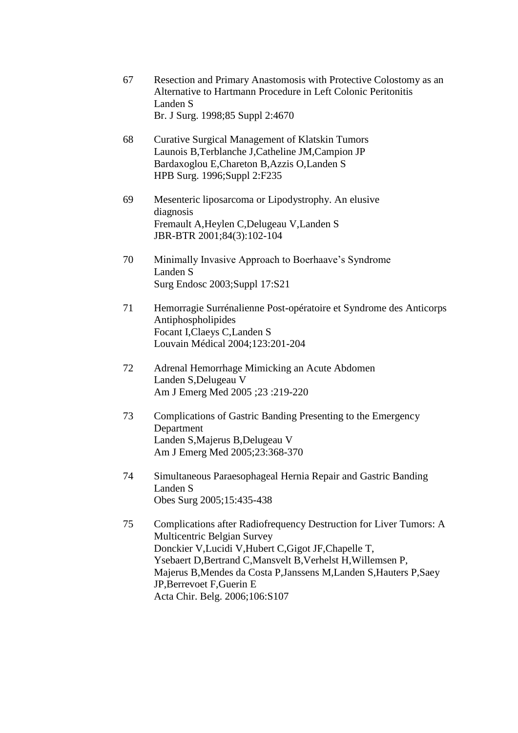67 Resection and Primary Anastomosis with Protective Colostomy as an Alternative to Hartmann Procedure in Left Colonic Peritonitis
Landen S
Br. J Surg. 1998;85 Suppl 2:4670

68 Curative Surgical Management of Klatskin Tumors
Launois B,Terblanche J,Catheline JM,Campion JP
Bardaxoglou E,Chareton B,Azzis O,Landen S
HPB Surg. 1996;Suppl 2:F235

69 Mesenteric liposarcoma or Lipodystrophy. An elusive diagnosis
Fremault A,Heylen C,Delugeau V,Landen S
JBR-BTR 2001;84(3):102-104

70 Minimally Invasive Approach to Boerhaave's Syndrome
Landen S
Surg Endosc 2003;Suppl 17:S21

71 Hemorragie Surrénalienne Post-opératoire et Syndrome des Anticorps Antiphospholipides
Focant I,Claeys C,Landen S
Louvain Médical 2004;123:201-204

72 Adrenal Hemorrhage Mimicking an Acute Abdomen
Landen S,Delugeau V
Am J Emerg Med 2005 ;23 :219-220

73 Complications of Gastric Banding Presenting to the Emergency Department
Landen S,Majerus B,Delugeau V
Am J Emerg Med 2005;23:368-370

74 Simultaneous Paraesophageal Hernia Repair and Gastric Banding
Landen S
Obes Surg 2005;15:435-438

75 Complications after Radiofrequency Destruction for Liver Tumors: A Multicentric Belgian Survey
Donckier V,Lucidi V,Hubert C,Gigot JF,Chapelle T,
Ysebaert D,Bertrand C,Mansvelt B,Verhelst H,Willemsen P,
Majerus B,Mendes da Costa P,Janssens M,Landen S,Hauters P,Saey JP,Berrevoet F,Guerin E
Acta Chir. Belg. 2006;106:S107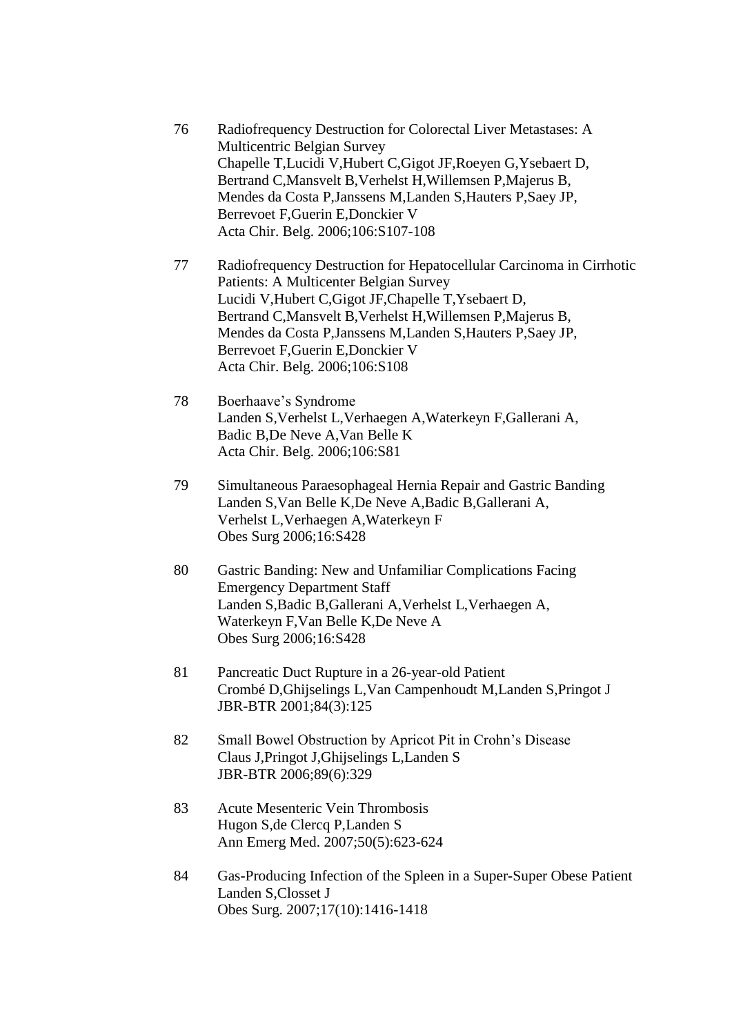76 Radiofrequency Destruction for Colorectal Liver Metastases: A Multicentric Belgian Survey
Chapelle T,Lucidi V,Hubert C,Gigot JF,Roeyen G,Ysebaert D, Bertrand C,Mansvelt B,Verhelst H,Willemsen P,Majerus B, Mendes da Costa P,Janssens M,Landen S,Hauters P,Saey JP, Berrevoet F,Guerin E,Donckier V
Acta Chir. Belg. 2006;106:S107-108

77 Radiofrequency Destruction for Hepatocellular Carcinoma in Cirrhotic Patients: A Multicenter Belgian Survey
Lucidi V,Hubert C,Gigot JF,Chapelle T,Ysebaert D, Bertrand C,Mansvelt B,Verhelst H,Willemsen P,Majerus B, Mendes da Costa P,Janssens M,Landen S,Hauters P,Saey JP, Berrevoet F,Guerin E,Donckier V
Acta Chir. Belg. 2006;106:S108

78 Boerhaave's Syndrome
Landen S,Verhelst L,Verhaegen A,Waterkeyn F,Gallerani A, Badic B,De Neve A,Van Belle K
Acta Chir. Belg. 2006;106:S81

79 Simultaneous Paraesophageal Hernia Repair and Gastric Banding
Landen S,Van Belle K,De Neve A,Badic B,Gallerani A, Verhelst L,Verhaegen A,Waterkeyn F
Obes Surg 2006;16:S428

80 Gastric Banding: New and Unfamiliar Complications Facing Emergency Department Staff
Landen S,Badic B,Gallerani A,Verhelst L,Verhaegen A, Waterkeyn F,Van Belle K,De Neve A
Obes Surg 2006;16:S428

81 Pancreatic Duct Rupture in a 26-year-old Patient
Crombé D,Ghijselings L,Van Campenhoudt M,Landen S,Pringot J
JBR-BTR 2001;84(3):125

82 Small Bowel Obstruction by Apricot Pit in Crohn's Disease
Claus J,Pringot J,Ghijselings L,Landen S
JBR-BTR 2006;89(6):329

83 Acute Mesenteric Vein Thrombosis
Hugon S,de Clercq P,Landen S
Ann Emerg Med. 2007;50(5):623-624

84 Gas-Producing Infection of the Spleen in a Super-Super Obese Patient
Landen S,Closset J
Obes Surg. 2007;17(10):1416-1418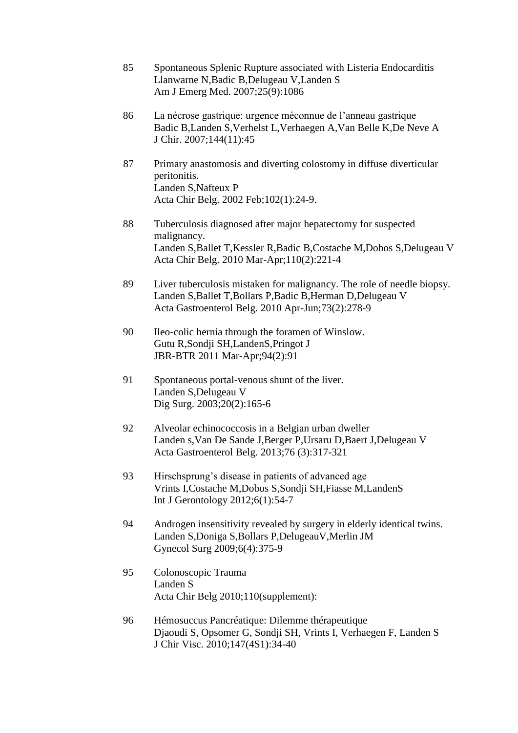85 Spontaneous Splenic Rupture associated with Listeria Endocarditis
Llanwarne N,Badic B,Delugeau V,Landen S
Am J Emerg Med. 2007;25(9):1086

86 La nécrose gastrique: urgence méconnue de l'anneau gastrique
Badic B,Landen S,Verhelst L,Verhaegen A,Van Belle K,De Neve A
J Chir. 2007;144(11):45

87 Primary anastomosis and diverting colostomy in diffuse diverticular peritonitis.
Landen S,Nafteux P
Acta Chir Belg. 2002 Feb;102(1):24-9.

88 Tuberculosis diagnosed after major hepatectomy for suspected malignancy.
Landen S,Ballet T,Kessler R,Badic B,Costache M,Dobos S,Delugeau V
Acta Chir Belg. 2010 Mar-Apr;110(2):221-4

89 Liver tuberculosis mistaken for malignancy. The role of needle biopsy.
Landen S,Ballet T,Bollars P,Badic B,Herman D,Delugeau V
Acta Gastroenterol Belg. 2010 Apr-Jun;73(2):278-9

90 Ileo-colic hernia through the foramen of Winslow.
Gutu R,Sondji SH,LandenS,Pringot J
JBR-BTR 2011 Mar-Apr;94(2):91

91 Spontaneous portal-venous shunt of the liver.
Landen S,Delugeau V
Dig Surg. 2003;20(2):165-6

92 Alveolar echinococcosis in a Belgian urban dweller
Landen s,Van De Sande J,Berger P,Ursaru D,Baert J,Delugeau V
Acta Gastroenterol Belg. 2013;76 (3):317-321

93 Hirschsprung's disease in patients of advanced age
Vrints I,Costache M,Dobos S,Sondji SH,Fiasse M,LandenS
Int J Gerontology 2012;6(1):54-7

94 Androgen insensitivity revealed by surgery in elderly identical twins.
Landen S,Doniga S,Bollars P,DelugeauV,Merlin JM
Gynecol Surg 2009;6(4):375-9

95 Colonoscopic Trauma
Landen S
Acta Chir Belg 2010;110(supplement):

96 Hémosuccus Pancréatique: Dilemme thérapeutique
Djaoudi S, Opsomer G, Sondji SH, Vrints I, Verhaegen F, Landen S
J Chir Visc. 2010;147(4S1):34-40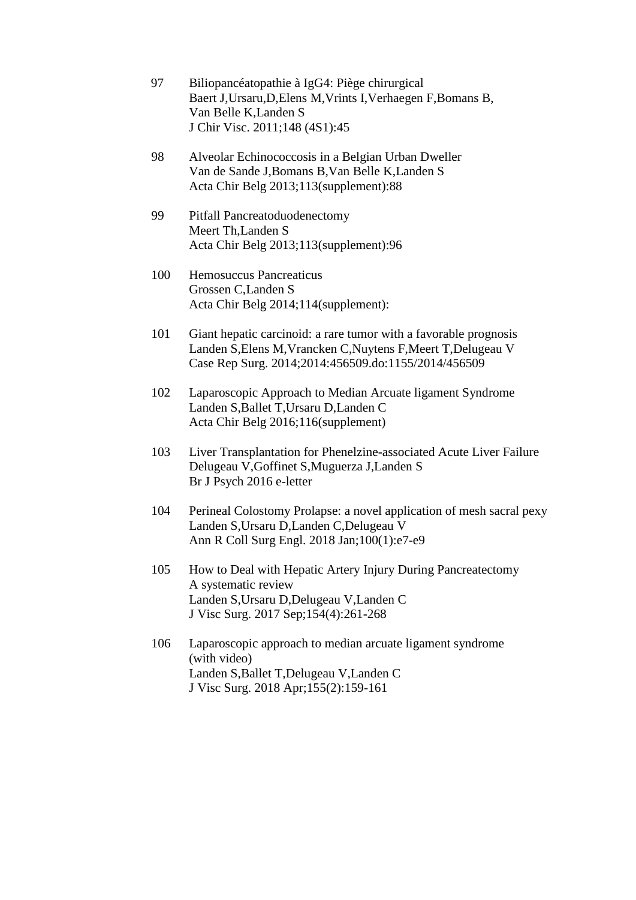97 Biliopancéatopathie à IgG4: Piège chirurgical
Baert J,Ursaru,D,Elens M,Vrints I,Verhaegen F,Bomans B,
Van Belle K,Landen S
J Chir Visc. 2011;148 (4S1):45

98 Alveolar Echinococcosis in a Belgian Urban Dweller
Van de Sande J,Bomans B,Van Belle K,Landen S
Acta Chir Belg 2013;113(supplement):88

99 Pitfall Pancreatoduodenectomy
Meert Th,Landen S
Acta Chir Belg 2013;113(supplement):96

100 Hemosuccus Pancreaticus
Grossen C,Landen S
Acta Chir Belg 2014;114(supplement):

101 Giant hepatic carcinoid: a rare tumor with a favorable prognosis
Landen S,Elens M,Vrancken C,Nuytens F,Meert T,Delugeau V
Case Rep Surg. 2014;2014:456509.do:1155/2014/456509

102 Laparoscopic Approach to Median Arcuate ligament Syndrome
Landen S,Ballet T,Ursaru D,Landen C
Acta Chir Belg 2016;116(supplement)

103 Liver Transplantation for Phenelzine-associated Acute Liver Failure
Delugeau V,Goffinet S,Muguerza J,Landen S
Br J Psych 2016 e-letter

104 Perineal Colostomy Prolapse: a novel application of mesh sacral pexy
Landen S,Ursaru D,Landen C,Delugeau V
Ann R Coll Surg Engl. 2018 Jan;100(1):e7-e9

105 How to Deal with Hepatic Artery Injury During Pancreatectomy
A systematic review
Landen S,Ursaru D,Delugeau V,Landen C
J Visc Surg. 2017 Sep;154(4):261-268

106 Laparoscopic approach to median arcuate ligament syndrome
(with video)
Landen S,Ballet T,Delugeau V,Landen C
J Visc Surg. 2018 Apr;155(2):159-161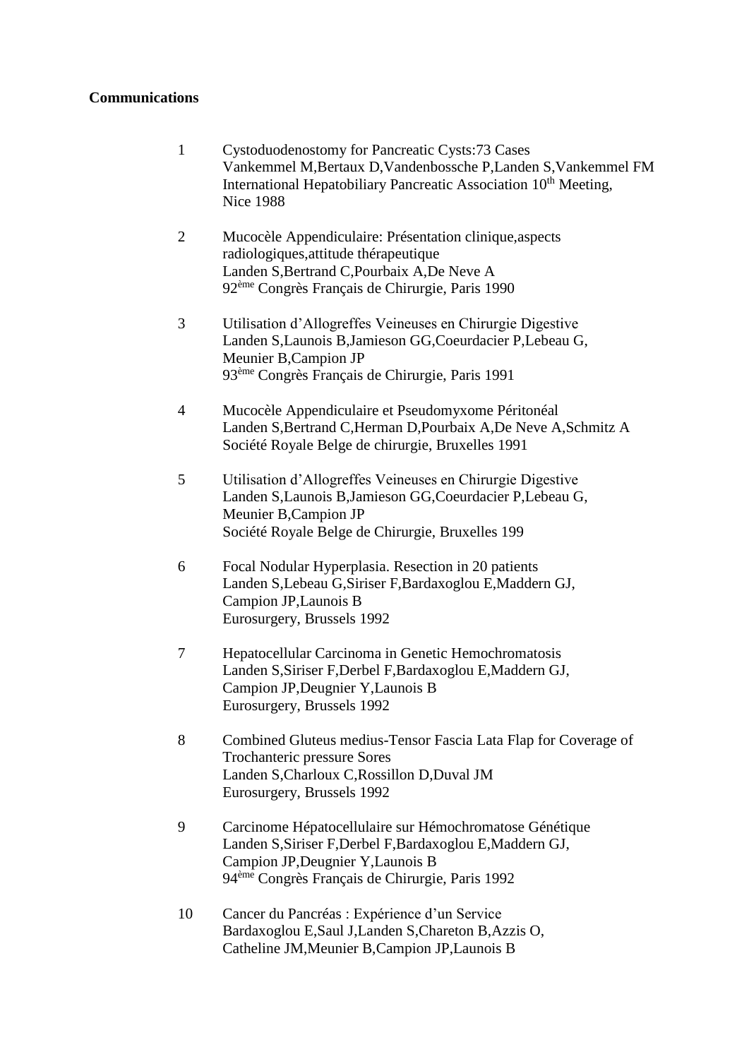**Communications**

1 Cystoduodenostomy for Pancreatic Cysts:73 Cases
Vankemmel M,Bertaux D,Vandenbossche P,Landen S,Vankemmel FM
International Hepatobiliary Pancreatic Association 10th Meeting, Nice 1988

2 Mucocèle Appendiculaire: Présentation clinique,aspects radiologiques,attitude thérapeutique
Landen S,Bertrand C,Pourbaix A,De Neve A
92ème Congrès Français de Chirurgie, Paris 1990

3 Utilisation d'Allogreffes Veineuses en Chirurgie Digestive
Landen S,Launois B,Jamieson GG,Coeurdacier P,Lebeau G, Meunier B,Campion JP
93ème Congrès Français de Chirurgie, Paris 1991

4 Mucocèle Appendiculaire et Pseudomyxome Péritonéal
Landen S,Bertrand C,Herman D,Pourbaix A,De Neve A,Schmitz A
Société Royale Belge de chirurgie, Bruxelles 1991

5 Utilisation d'Allogreffes Veineuses en Chirurgie Digestive
Landen S,Launois B,Jamieson GG,Coeurdacier P,Lebeau G, Meunier B,Campion JP
Société Royale Belge de Chirurgie, Bruxelles 199

6 Focal Nodular Hyperplasia. Resection in 20 patients
Landen S,Lebeau G,Siriser F,Bardaxoglou E,Maddern GJ, Campion JP,Launois B
Eurosurgery, Brussels 1992

7 Hepatocellular Carcinoma in Genetic Hemochromatosis
Landen S,Siriser F,Derbel F,Bardaxoglou E,Maddern GJ, Campion JP,Deugnier Y,Launois B
Eurosurgery, Brussels 1992

8 Combined Gluteus medius-Tensor Fascia Lata Flap for Coverage of Trochanteric pressure Sores
Landen S,Charloux C,Rossillon D,Duval JM
Eurosurgery, Brussels 1992

9 Carcinome Hépatocellulaire sur Hémochromatose Génétique
Landen S,Siriser F,Derbel F,Bardaxoglou E,Maddern GJ, Campion JP,Deugnier Y,Launois B
94ème Congrès Français de Chirurgie, Paris 1992

10 Cancer du Pancréas : Expérience d'un Service
Bardaxoglou E,Saul J,Landen S,Chareton B,Azzis O, Catheline JM,Meunier B,Campion JP,Launois B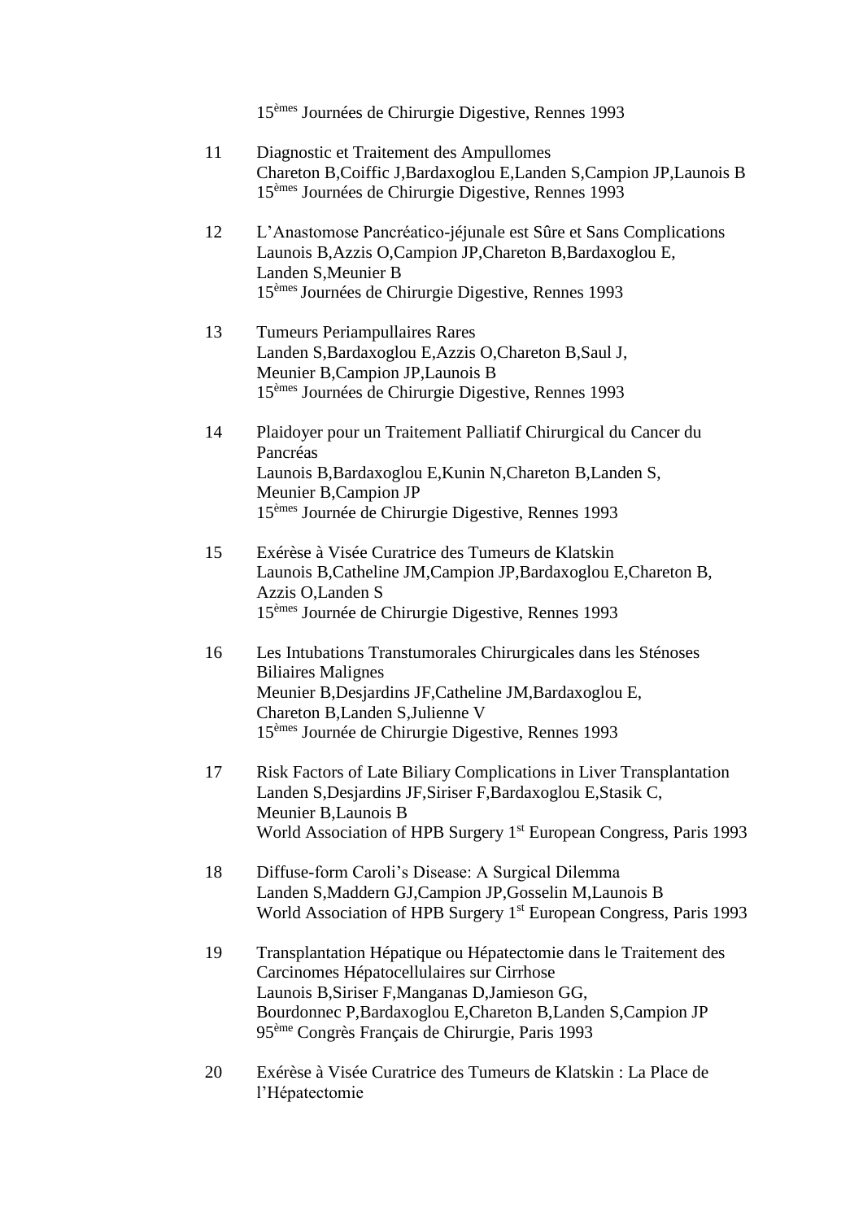15[èmes] Journées de Chirurgie Digestive, Rennes 1993

11 Diagnostic et Traitement des Ampullomes
Chareton B,Coiffic J,Bardaxoglou E,Landen S,Campion JP,Launois B
15[èmes] Journées de Chirurgie Digestive, Rennes 1993

12 L'Anastomose Pancréatico-jéjunale est Sûre et Sans Complications
Launois B,Azzis O,Campion JP,Chareton B,Bardaxoglou E, Landen S,Meunier B
15[èmes] Journées de Chirurgie Digestive, Rennes 1993

13 Tumeurs Periampullaires Rares
Landen S,Bardaxoglou E,Azzis O,Chareton B,Saul J, Meunier B,Campion JP,Launois B
15[èmes] Journées de Chirurgie Digestive, Rennes 1993

14 Plaidoyer pour un Traitement Palliatif Chirurgical du Cancer du Pancréas
Launois B,Bardaxoglou E,Kunin N,Chareton B,Landen S, Meunier B,Campion JP
15[èmes] Journée de Chirurgie Digestive, Rennes 1993

15 Exérèse à Visée Curatrice des Tumeurs de Klatskin
Launois B,Catheline JM,Campion JP,Bardaxoglou E,Chareton B, Azzis O,Landen S
15[èmes] Journée de Chirurgie Digestive, Rennes 1993

16 Les Intubations Transtumorales Chirurgicales dans les Sténoses Biliaires Malignes
Meunier B,Desjardins JF,Catheline JM,Bardaxoglou E, Chareton B,Landen S,Julienne V
15[èmes] Journée de Chirurgie Digestive, Rennes 1993

17 Risk Factors of Late Biliary Complications in Liver Transplantation
Landen S,Desjardins JF,Siriser F,Bardaxoglou E,Stasik C, Meunier B,Launois B
World Association of HPB Surgery 1[st] European Congress, Paris 1993

18 Diffuse-form Caroli's Disease: A Surgical Dilemma
Landen S,Maddern GJ,Campion JP,Gosselin M,Launois B
World Association of HPB Surgery 1[st] European Congress, Paris 1993

19 Transplantation Hépatique ou Hépatectomie dans le Traitement des Carcinomes Hépatocellulaires sur Cirrhose
Launois B,Siriser F,Manganas D,Jamieson GG, Bourdonnec P,Bardaxoglou E,Chareton B,Landen S,Campion JP
95[ème] Congrès Français de Chirurgie, Paris 1993

20 Exérèse à Visée Curatrice des Tumeurs de Klatskin : La Place de l'Hépatectomie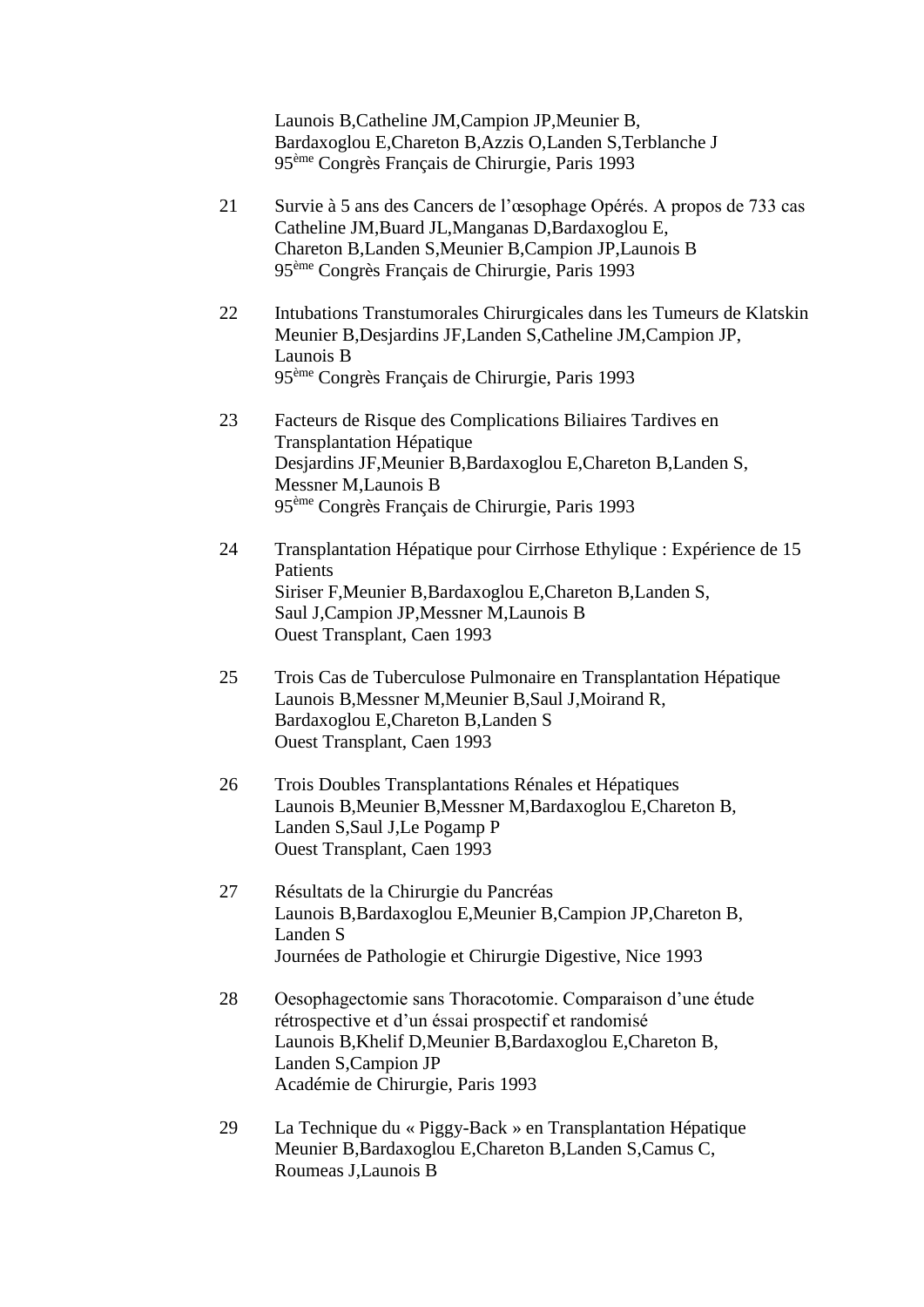Launois B,Catheline JM,Campion JP,Meunier B,
Bardaxoglou E,Chareton B,Azzis O,Landen S,Terblanche J
95ème Congrès Français de Chirurgie, Paris 1993

21 Survie à 5 ans des Cancers de l'œsophage Opérés. A propos de 733 cas
Catheline JM,Buard JL,Manganas D,Bardaxoglou E,
Chareton B,Landen S,Meunier B,Campion JP,Launois B
95ème Congrès Français de Chirurgie, Paris 1993

22 Intubations Transtumorales Chirurgicales dans les Tumeurs de Klatskin
Meunier B,Desjardins JF,Landen S,Catheline JM,Campion JP,
Launois B
95ème Congrès Français de Chirurgie, Paris 1993

23 Facteurs de Risque des Complications Biliaires Tardives en Transplantation Hépatique
Desjardins JF,Meunier B,Bardaxoglou E,Chareton B,Landen S,
Messner M,Launois B
95ème Congrès Français de Chirurgie, Paris 1993

24 Transplantation Hépatique pour Cirrhose Ethylique : Expérience de 15 Patients
Siriser F,Meunier B,Bardaxoglou E,Chareton B,Landen S,
Saul J,Campion JP,Messner M,Launois B
Ouest Transplant, Caen 1993

25 Trois Cas de Tuberculose Pulmonaire en Transplantation Hépatique
Launois B,Messner M,Meunier B,Saul J,Moirand R,
Bardaxoglou E,Chareton B,Landen S
Ouest Transplant, Caen 1993

26 Trois Doubles Transplantations Rénales et Hépatiques
Launois B,Meunier B,Messner M,Bardaxoglou E,Chareton B,
Landen S,Saul J,Le Pogamp P
Ouest Transplant, Caen 1993

27 Résultats de la Chirurgie du Pancréas
Launois B,Bardaxoglou E,Meunier B,Campion JP,Chareton B,
Landen S
Journées de Pathologie et Chirurgie Digestive, Nice 1993

28 Oesophagectomie sans Thoracotomie. Comparaison d'une étude rétrospective et d'un éssai prospectif et randomisé
Launois B,Khelif D,Meunier B,Bardaxoglou E,Chareton B,
Landen S,Campion JP
Académie de Chirurgie, Paris 1993

29 La Technique du « Piggy-Back » en Transplantation Hépatique
Meunier B,Bardaxoglou E,Chareton B,Landen S,Camus C,
Roumeas J,Launois B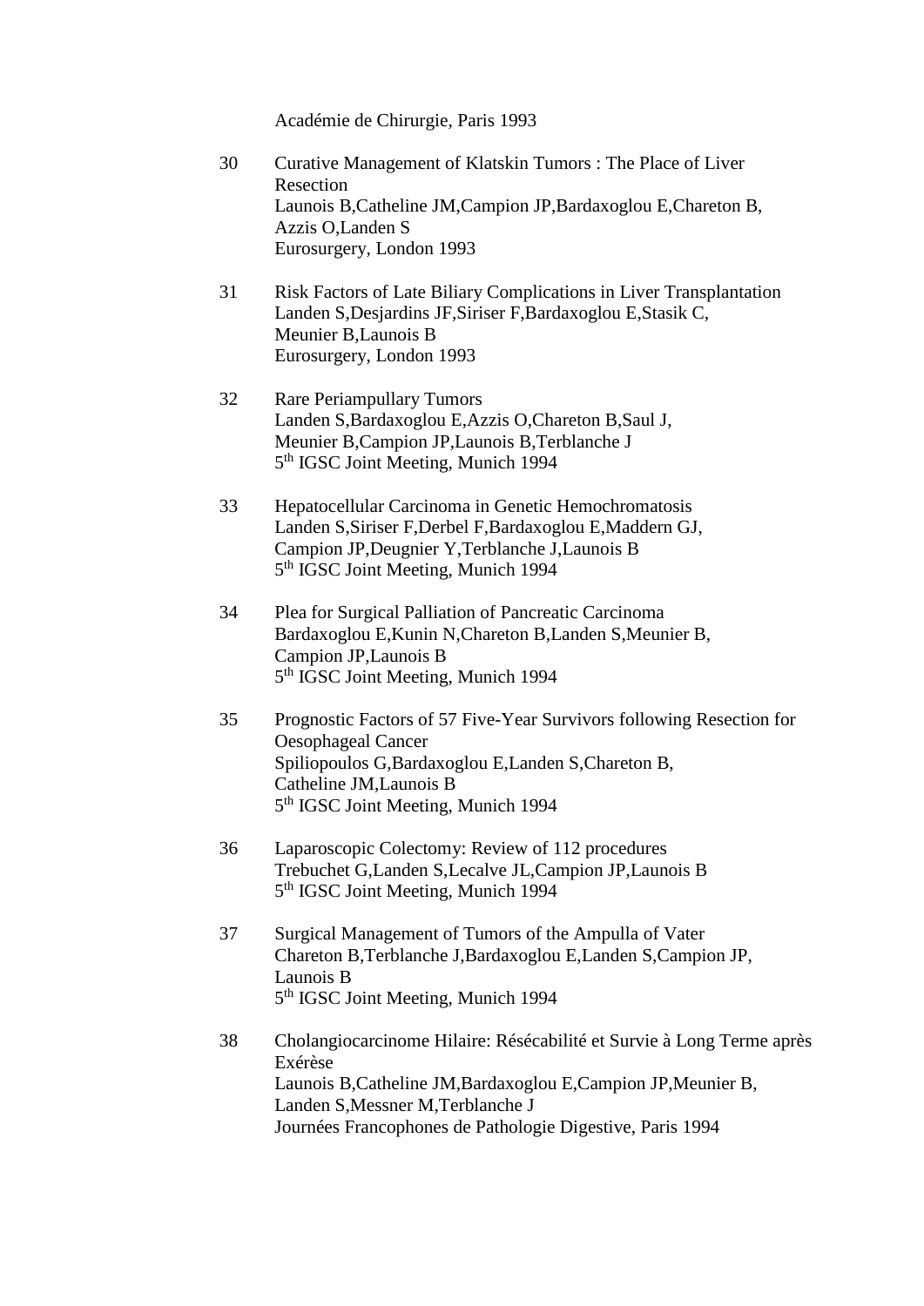Académie de Chirurgie, Paris 1993

30 Curative Management of Klatskin Tumors : The Place of Liver Resection
Launois B,Catheline JM,Campion JP,Bardaxoglou E,Chareton B, Azzis O,Landen S
Eurosurgery, London 1993

31 Risk Factors of Late Biliary Complications in Liver Transplantation
Landen S,Desjardins JF,Siriser F,Bardaxoglou E,Stasik C, Meunier B,Launois B
Eurosurgery, London 1993

32 Rare Periampullary Tumors
Landen S,Bardaxoglou E,Azzis O,Chareton B,Saul J, Meunier B,Campion JP,Launois B,Terblanche J
5th IGSC Joint Meeting, Munich 1994

33 Hepatocellular Carcinoma in Genetic Hemochromatosis
Landen S,Siriser F,Derbel F,Bardaxoglou E,Maddern GJ, Campion JP,Deugnier Y,Terblanche J,Launois B
5th IGSC Joint Meeting, Munich 1994

34 Plea for Surgical Palliation of Pancreatic Carcinoma
Bardaxoglou E,Kunin N,Chareton B,Landen S,Meunier B, Campion JP,Launois B
5th IGSC Joint Meeting, Munich 1994

35 Prognostic Factors of 57 Five-Year Survivors following Resection for Oesophageal Cancer
Spiliopoulos G,Bardaxoglou E,Landen S,Chareton B, Catheline JM,Launois B
5th IGSC Joint Meeting, Munich 1994

36 Laparoscopic Colectomy: Review of 112 procedures
Trebuchet G,Landen S,Lecalve JL,Campion JP,Launois B
5th IGSC Joint Meeting, Munich 1994

37 Surgical Management of Tumors of the Ampulla of Vater
Chareton B,Terblanche J,Bardaxoglou E,Landen S,Campion JP, Launois B
5th IGSC Joint Meeting, Munich 1994

38 Cholangiocarcinome Hilaire: Résécabilité et Survie à Long Terme après Exérèse
Launois B,Catheline JM,Bardaxoglou E,Campion JP,Meunier B, Landen S,Messner M,Terblanche J
Journées Francophones de Pathologie Digestive, Paris 1994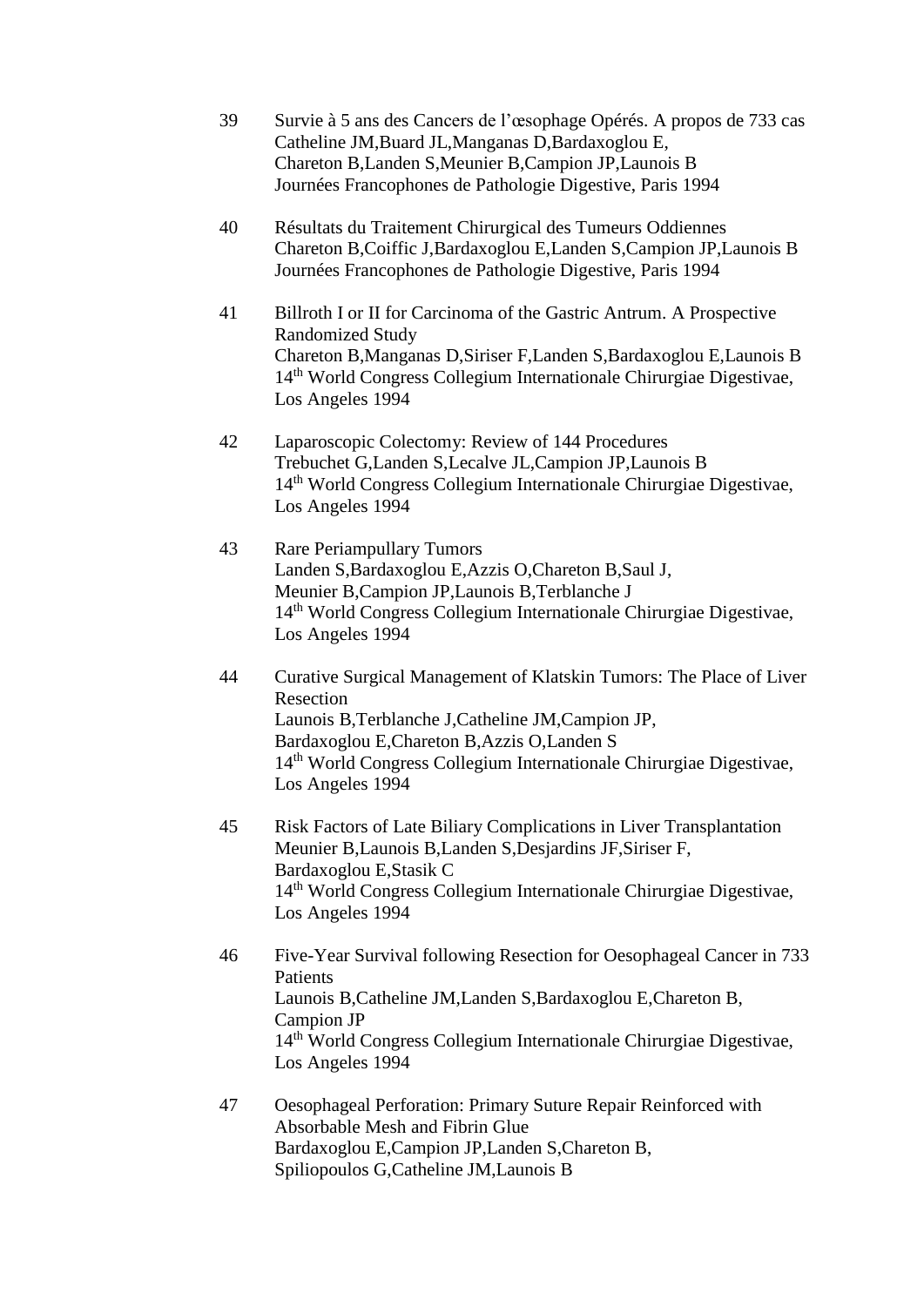39 Survie à 5 ans des Cancers de l'œsophage Opérés. A propos de 733 cas
Catheline JM,Buard JL,Manganas D,Bardaxoglou E,
Chareton B,Landen S,Meunier B,Campion JP,Launois B
Journées Francophones de Pathologie Digestive, Paris 1994

40 Résultats du Traitement Chirurgical des Tumeurs Oddiennes
Chareton B,Coiffic J,Bardaxoglou E,Landen S,Campion JP,Launois B
Journées Francophones de Pathologie Digestive, Paris 1994

41 Billroth I or II for Carcinoma of the Gastric Antrum. A Prospective Randomized Study
Chareton B,Manganas D,Siriser F,Landen S,Bardaxoglou E,Launois B
14th World Congress Collegium Internationale Chirurgiae Digestivae, Los Angeles 1994

42 Laparoscopic Colectomy: Review of 144 Procedures
Trebuchet G,Landen S,Lecalve JL,Campion JP,Launois B
14th World Congress Collegium Internationale Chirurgiae Digestivae, Los Angeles 1994

43 Rare Periampullary Tumors
Landen S,Bardaxoglou E,Azzis O,Chareton B,Saul J,
Meunier B,Campion JP,Launois B,Terblanche J
14th World Congress Collegium Internationale Chirurgiae Digestivae, Los Angeles 1994

44 Curative Surgical Management of Klatskin Tumors: The Place of Liver Resection
Launois B,Terblanche J,Catheline JM,Campion JP,
Bardaxoglou E,Chareton B,Azzis O,Landen S
14th World Congress Collegium Internationale Chirurgiae Digestivae, Los Angeles 1994

45 Risk Factors of Late Biliary Complications in Liver Transplantation
Meunier B,Launois B,Landen S,Desjardins JF,Siriser F,
Bardaxoglou E,Stasik C
14th World Congress Collegium Internationale Chirurgiae Digestivae, Los Angeles 1994

46 Five-Year Survival following Resection for Oesophageal Cancer in 733 Patients
Launois B,Catheline JM,Landen S,Bardaxoglou E,Chareton B,
Campion JP
14th World Congress Collegium Internationale Chirurgiae Digestivae, Los Angeles 1994

47 Oesophageal Perforation: Primary Suture Repair Reinforced with Absorbable Mesh and Fibrin Glue
Bardaxoglou E,Campion JP,Landen S,Chareton B,
Spiliopoulos G,Catheline JM,Launois B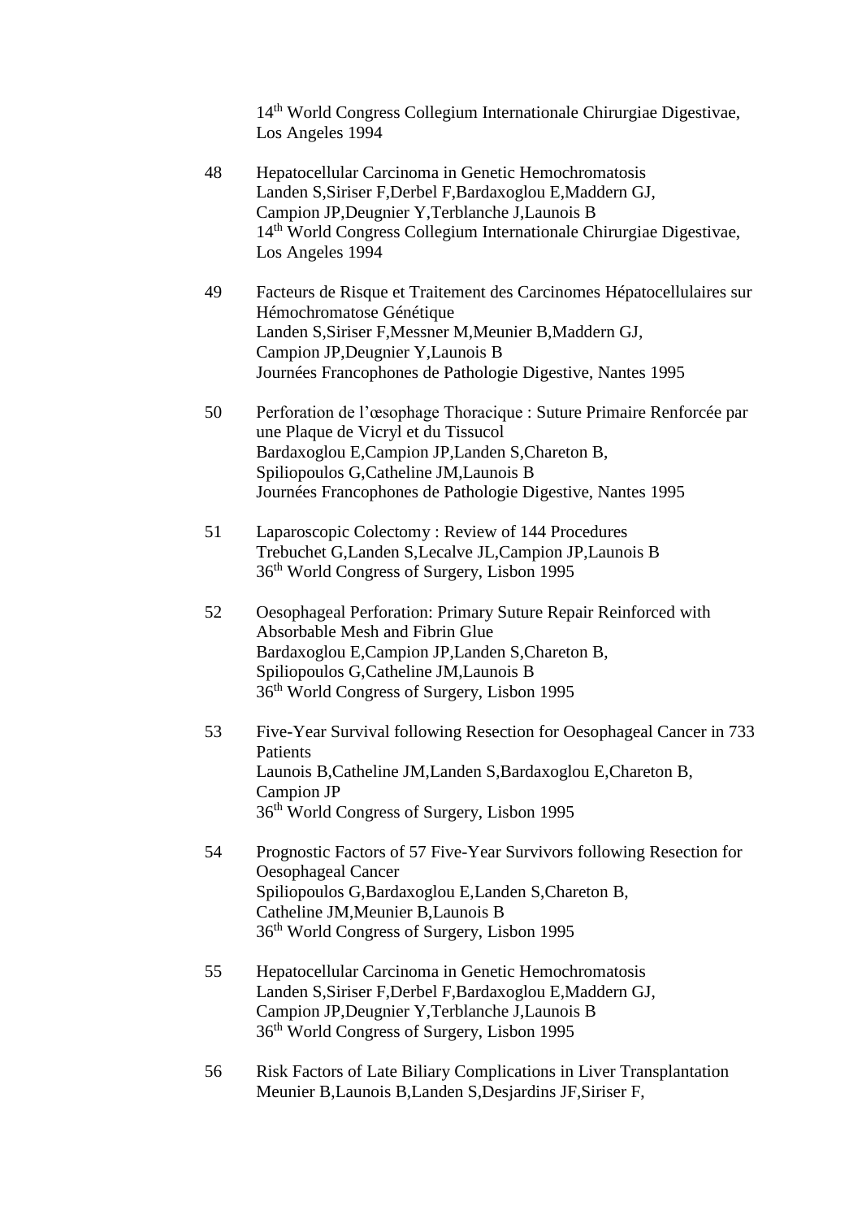14th World Congress Collegium Internationale Chirurgiae Digestivae, Los Angeles 1994

48 Hepatocellular Carcinoma in Genetic Hemochromatosis
Landen S,Siriser F,Derbel F,Bardaxoglou E,Maddern GJ, Campion JP,Deugnier Y,Terblanche J,Launois B
14th World Congress Collegium Internationale Chirurgiae Digestivae, Los Angeles 1994

49 Facteurs de Risque et Traitement des Carcinomes Hépatocellulaires sur Hémochromatose Génétique
Landen S,Siriser F,Messner M,Meunier B,Maddern GJ, Campion JP,Deugnier Y,Launois B
Journées Francophones de Pathologie Digestive, Nantes 1995

50 Perforation de l'œsophage Thoracique : Suture Primaire Renforcée par une Plaque de Vicryl et du Tissucol
Bardaxoglou E,Campion JP,Landen S,Chareton B, Spiliopoulos G,Catheline JM,Launois B
Journées Francophones de Pathologie Digestive, Nantes 1995

51 Laparoscopic Colectomy : Review of 144 Procedures
Trebuchet G,Landen S,Lecalve JL,Campion JP,Launois B
36th World Congress of Surgery, Lisbon 1995

52 Oesophageal Perforation: Primary Suture Repair Reinforced with Absorbable Mesh and Fibrin Glue
Bardaxoglou E,Campion JP,Landen S,Chareton B, Spiliopoulos G,Catheline JM,Launois B
36th World Congress of Surgery, Lisbon 1995

53 Five-Year Survival following Resection for Oesophageal Cancer in 733 Patients
Launois B,Catheline JM,Landen S,Bardaxoglou E,Chareton B, Campion JP
36th World Congress of Surgery, Lisbon 1995

54 Prognostic Factors of 57 Five-Year Survivors following Resection for Oesophageal Cancer
Spiliopoulos G,Bardaxoglou E,Landen S,Chareton B, Catheline JM,Meunier B,Launois B
36th World Congress of Surgery, Lisbon 1995

55 Hepatocellular Carcinoma in Genetic Hemochromatosis
Landen S,Siriser F,Derbel F,Bardaxoglou E,Maddern GJ, Campion JP,Deugnier Y,Terblanche J,Launois B
36th World Congress of Surgery, Lisbon 1995

56 Risk Factors of Late Biliary Complications in Liver Transplantation
Meunier B,Launois B,Landen S,Desjardins JF,Siriser F,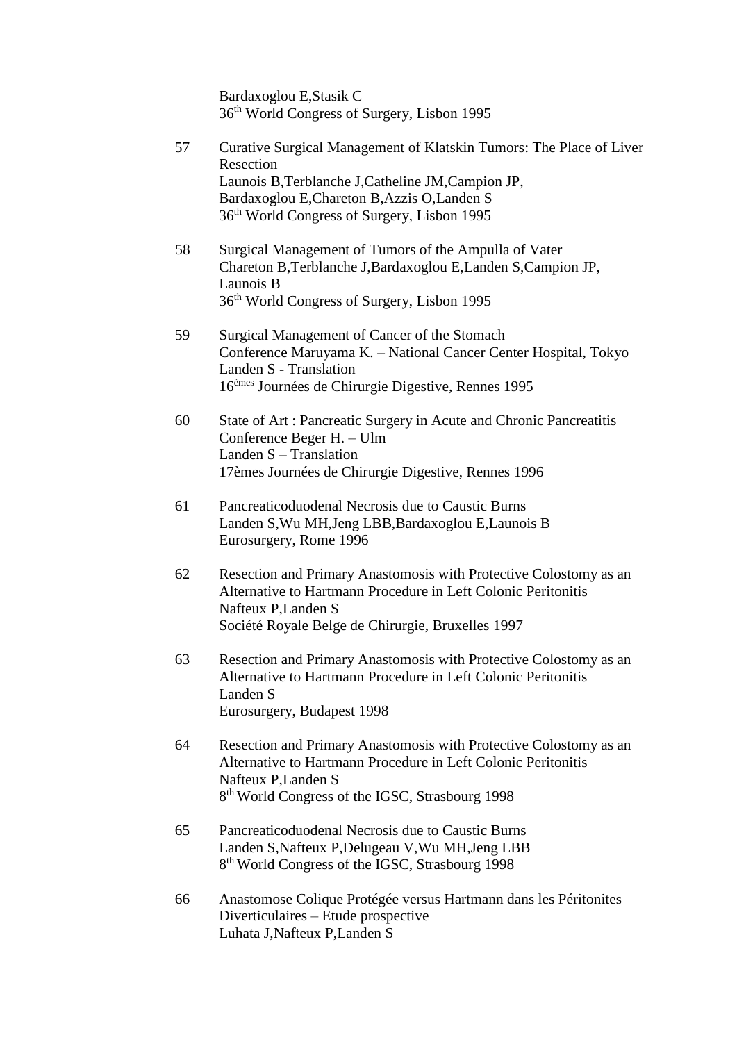Bardaxoglou E,Stasik C
36th World Congress of Surgery, Lisbon 1995

57 Curative Surgical Management of Klatskin Tumors: The Place of Liver Resection
Launois B,Terblanche J,Catheline JM,Campion JP, Bardaxoglou E,Chareton B,Azzis O,Landen S
36th World Congress of Surgery, Lisbon 1995

58 Surgical Management of Tumors of the Ampulla of Vater
Chareton B,Terblanche J,Bardaxoglou E,Landen S,Campion JP, Launois B
36th World Congress of Surgery, Lisbon 1995

59 Surgical Management of Cancer of the Stomach
Conference Maruyama K. – National Cancer Center Hospital, Tokyo
Landen S - Translation
16èmes Journées de Chirurgie Digestive, Rennes 1995

60 State of Art : Pancreatic Surgery in Acute and Chronic Pancreatitis
Conference Beger H. – Ulm
Landen S – Translation
17èmes Journées de Chirurgie Digestive, Rennes 1996

61 Pancreaticoduodenal Necrosis due to Caustic Burns
Landen S,Wu MH,Jeng LBB,Bardaxoglou E,Launois B
Eurosurgery, Rome 1996

62 Resection and Primary Anastomosis with Protective Colostomy as an Alternative to Hartmann Procedure in Left Colonic Peritonitis
Nafteux P,Landen S
Société Royale Belge de Chirurgie, Bruxelles 1997

63 Resection and Primary Anastomosis with Protective Colostomy as an Alternative to Hartmann Procedure in Left Colonic Peritonitis
Landen S
Eurosurgery, Budapest 1998

64 Resection and Primary Anastomosis with Protective Colostomy as an Alternative to Hartmann Procedure in Left Colonic Peritonitis
Nafteux P,Landen S
8th World Congress of the IGSC, Strasbourg 1998

65 Pancreaticoduodenal Necrosis due to Caustic Burns
Landen S,Nafteux P,Delugeau V,Wu MH,Jeng LBB
8th World Congress of the IGSC, Strasbourg 1998

66 Anastomose Colique Protégée versus Hartmann dans les Péritonites Diverticulaires – Etude prospective
Luhata J,Nafteux P,Landen S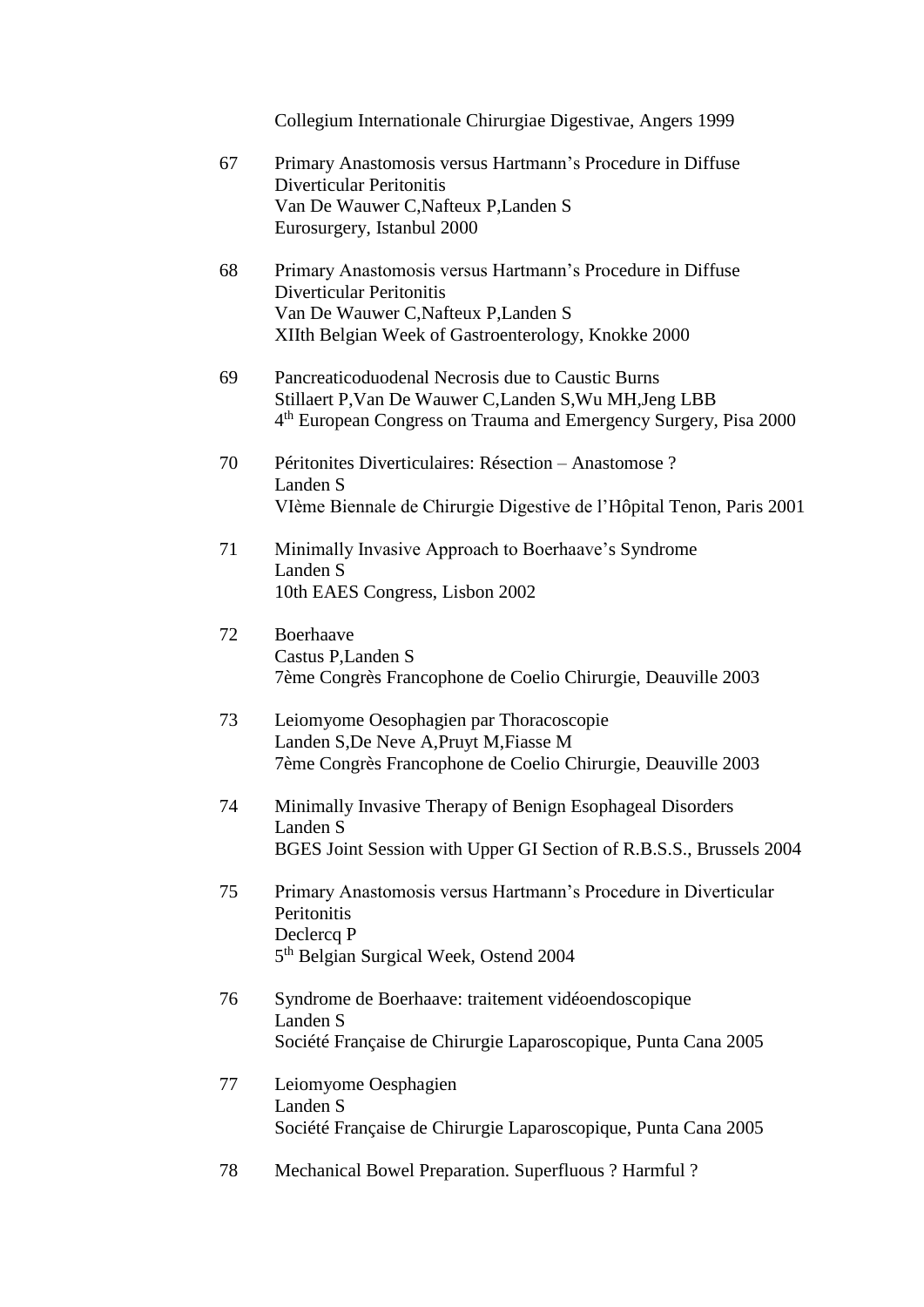Collegium Internationale Chirurgiae Digestivae, Angers 1999

67 Primary Anastomosis versus Hartmann's Procedure in Diffuse Diverticular Peritonitis
Van De Wauwer C,Nafteux P,Landen S
Eurosurgery, Istanbul 2000

68 Primary Anastomosis versus Hartmann's Procedure in Diffuse Diverticular Peritonitis
Van De Wauwer C,Nafteux P,Landen S
XIIth Belgian Week of Gastroenterology, Knokke 2000

69 Pancreaticoduodenal Necrosis due to Caustic Burns
Stillaert P,Van De Wauwer C,Landen S,Wu MH,Jeng LBB
4th European Congress on Trauma and Emergency Surgery, Pisa 2000

70 Péritonites Diverticulaires: Résection – Anastomose ?
Landen S
VIème Biennale de Chirurgie Digestive de l'Hôpital Tenon, Paris 2001

71 Minimally Invasive Approach to Boerhaave's Syndrome
Landen S
10th EAES Congress, Lisbon 2002

72 Boerhaave
Castus P,Landen S
7ème Congrès Francophone de Coelio Chirurgie, Deauville 2003

73 Leiomyome Oesophagien par Thoracoscopie
Landen S,De Neve A,Pruyt M,Fiasse M
7ème Congrès Francophone de Coelio Chirurgie, Deauville 2003

74 Minimally Invasive Therapy of Benign Esophageal Disorders
Landen S
BGES Joint Session with Upper GI Section of R.B.S.S., Brussels 2004

75 Primary Anastomosis versus Hartmann's Procedure in Diverticular Peritonitis
Declercq P
5th Belgian Surgical Week, Ostend 2004

76 Syndrome de Boerhaave: traitement vidéoendoscopique
Landen S
Société Française de Chirurgie Laparoscopique, Punta Cana 2005

77 Leiomyome Oesphagien
Landen S
Société Française de Chirurgie Laparoscopique, Punta Cana 2005

78 Mechanical Bowel Preparation. Superfluous ? Harmful ?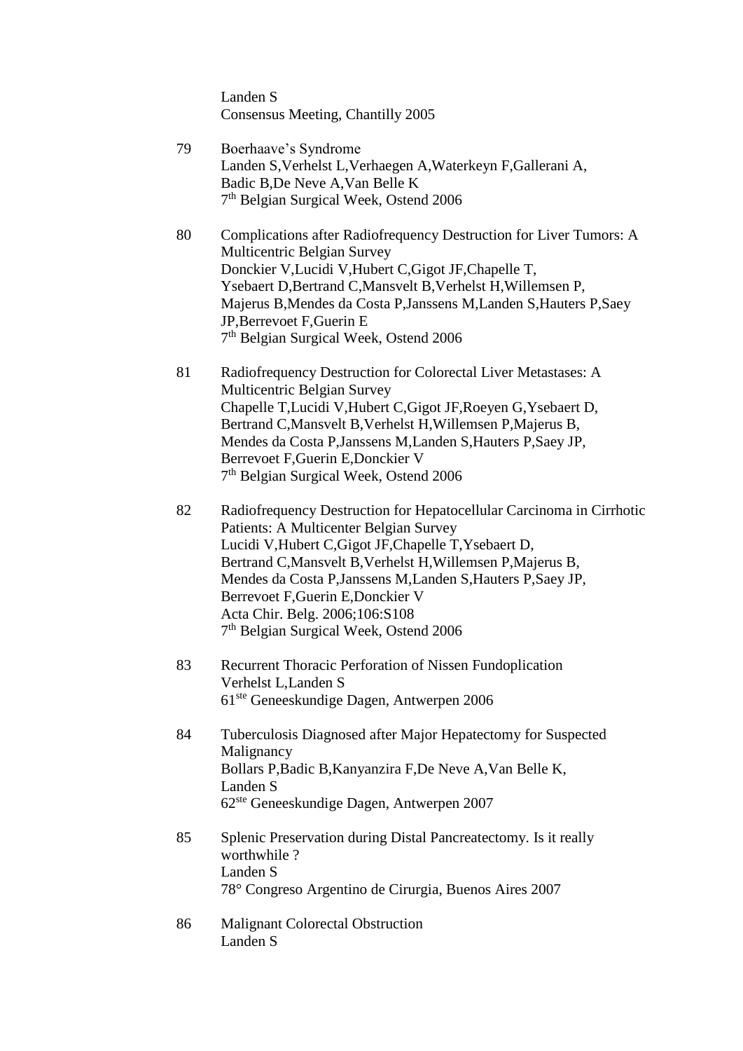Landen S
Consensus Meeting, Chantilly 2005

79 Boerhaave's Syndrome
Landen S,Verhelst L,Verhaegen A,Waterkeyn F,Gallerani A, Badic B,De Neve A,Van Belle K
7th Belgian Surgical Week, Ostend 2006

80 Complications after Radiofrequency Destruction for Liver Tumors: A Multicentric Belgian Survey
Donckier V,Lucidi V,Hubert C,Gigot JF,Chapelle T, Ysebaert D,Bertrand C,Mansvelt B,Verhelst H,Willemsen P, Majerus B,Mendes da Costa P,Janssens M,Landen S,Hauters P,Saey JP,Berrevoet F,Guerin E
7th Belgian Surgical Week, Ostend 2006

81 Radiofrequency Destruction for Colorectal Liver Metastases: A Multicentric Belgian Survey
Chapelle T,Lucidi V,Hubert C,Gigot JF,Roeyen G,Ysebaert D, Bertrand C,Mansvelt B,Verhelst H,Willemsen P,Majerus B, Mendes da Costa P,Janssens M,Landen S,Hauters P,Saey JP, Berrevoet F,Guerin E,Donckier V
7th Belgian Surgical Week, Ostend 2006

82 Radiofrequency Destruction for Hepatocellular Carcinoma in Cirrhotic Patients: A Multicenter Belgian Survey
Lucidi V,Hubert C,Gigot JF,Chapelle T,Ysebaert D, Bertrand C,Mansvelt B,Verhelst H,Willemsen P,Majerus B, Mendes da Costa P,Janssens M,Landen S,Hauters P,Saey JP, Berrevoet F,Guerin E,Donckier V
Acta Chir. Belg. 2006;106:S108
7th Belgian Surgical Week, Ostend 2006

83 Recurrent Thoracic Perforation of Nissen Fundoplication
Verhelst L,Landen S
61ste Geneeskundige Dagen, Antwerpen 2006

84 Tuberculosis Diagnosed after Major Hepatectomy for Suspected Malignancy
Bollars P,Badic B,Kanyanzira F,De Neve A,Van Belle K, Landen S
62ste Geneeskundige Dagen, Antwerpen 2007

85 Splenic Preservation during Distal Pancreatectomy. Is it really worthwhile ?
Landen S
78° Congreso Argentino de Cirurgia, Buenos Aires 2007

86 Malignant Colorectal Obstruction
Landen S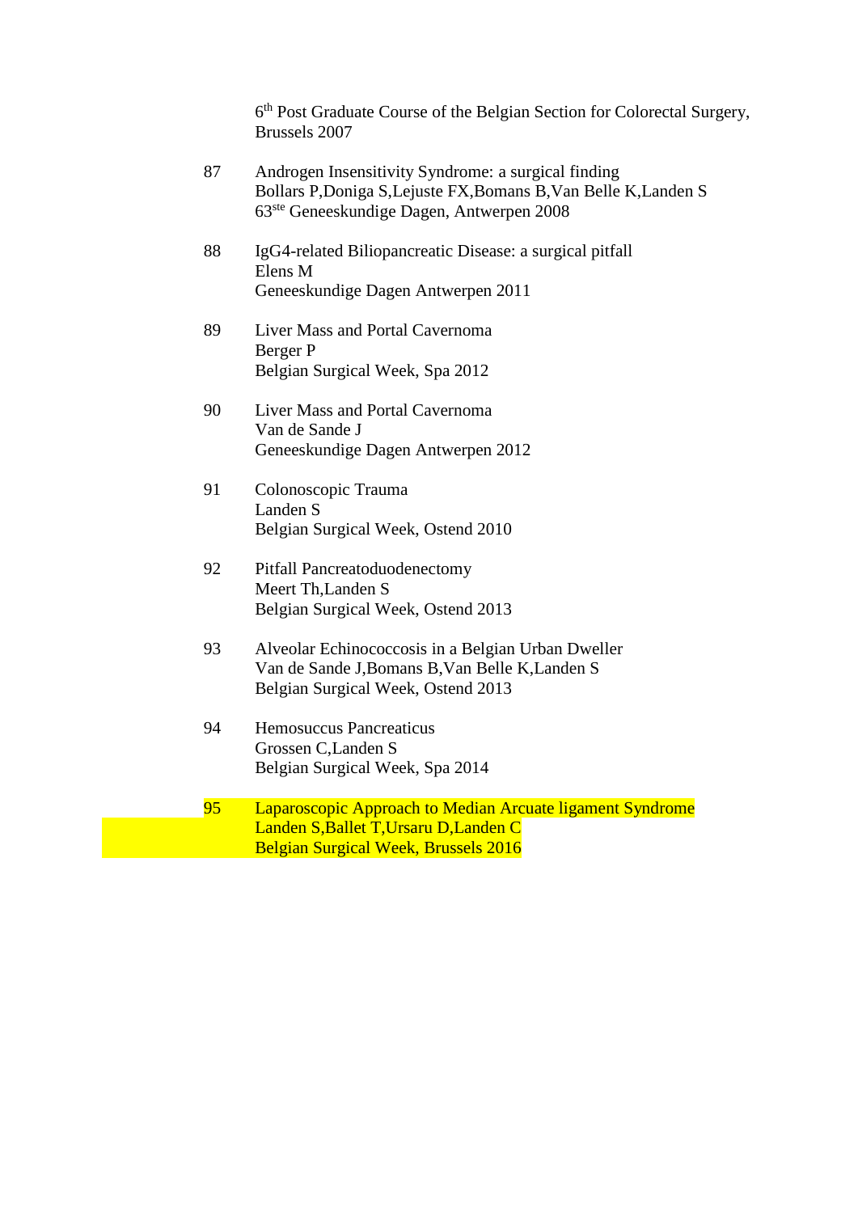6th Post Graduate Course of the Belgian Section for Colorectal Surgery, Brussels 2007

87 Androgen Insensitivity Syndrome: a surgical finding
Bollars P,Doniga S,Lejuste FX,Bomans B,Van Belle K,Landen S
63ste Geneeskundige Dagen, Antwerpen 2008

88 IgG4-related Biliopancreatic Disease: a surgical pitfall
Elens M
Geneeskundige Dagen Antwerpen 2011

89 Liver Mass and Portal Cavernoma
Berger P
Belgian Surgical Week, Spa 2012

90 Liver Mass and Portal Cavernoma
Van de Sande J
Geneeskundige Dagen Antwerpen 2012

91 Colonoscopic Trauma
Landen S
Belgian Surgical Week, Ostend 2010

92 Pitfall Pancreatoduodenectomy
Meert Th,Landen S
Belgian Surgical Week, Ostend 2013

93 Alveolar Echinococcosis in a Belgian Urban Dweller
Van de Sande J,Bomans B,Van Belle K,Landen S
Belgian Surgical Week, Ostend 2013

94 Hemosuccus Pancreaticus
Grossen C,Landen S
Belgian Surgical Week, Spa 2014

95 Laparoscopic Approach to Median Arcuate ligament Syndrome
Landen S,Ballet T,Ursaru D,Landen C
Belgian Surgical Week, Brussels 2016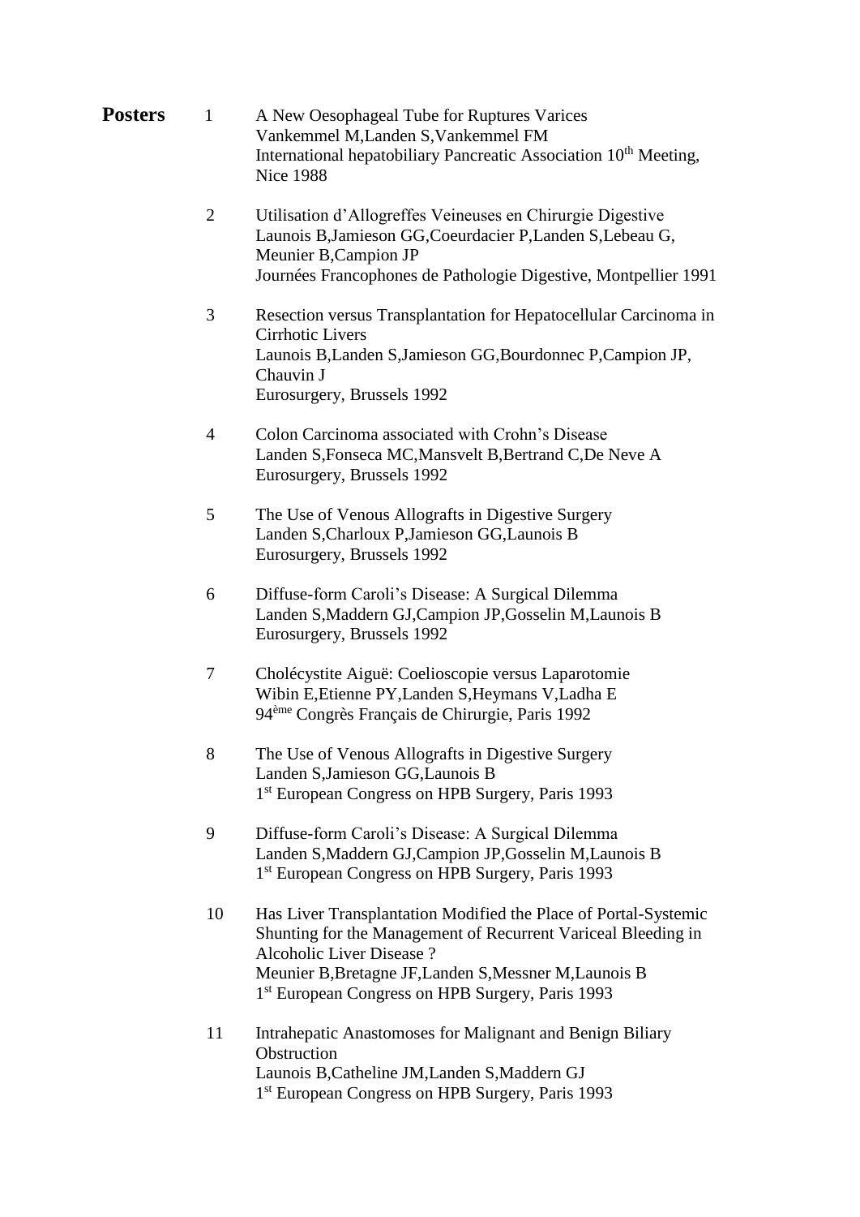## Posters

1. A New Oesophageal Tube for Ruptures Varices
   Vankemmel M,Landen S,Vankemmel FM
   International hepatobiliary Pancreatic Association 10th Meeting, Nice 1988

2. Utilisation d'Allogreffes Veineuses en Chirurgie Digestive
   Launois B,Jamieson GG,Coeurdacier P,Landen S,Lebeau G, Meunier B,Campion JP
   Journées Francophones de Pathologie Digestive, Montpellier 1991

3. Resection versus Transplantation for Hepatocellular Carcinoma in Cirrhotic Livers
   Launois B,Landen S,Jamieson GG,Bourdonnec P,Campion JP, Chauvin J
   Eurosurgery, Brussels 1992

4. Colon Carcinoma associated with Crohn's Disease
   Landen S,Fonseca MC,Mansvelt B,Bertrand C,De Neve A
   Eurosurgery, Brussels 1992

5. The Use of Venous Allografts in Digestive Surgery
   Landen S,Charloux P,Jamieson GG,Launois B
   Eurosurgery, Brussels 1992

6. Diffuse-form Caroli's Disease: A Surgical Dilemma
   Landen S,Maddern GJ,Campion JP,Gosselin M,Launois B
   Eurosurgery, Brussels 1992

7. Cholécystite Aiguë: Coelioscopie versus Laparotomie
   Wibin E,Etienne PY,Landen S,Heymans V,Ladha E
   94ème Congrès Français de Chirurgie, Paris 1992

8. The Use of Venous Allografts in Digestive Surgery
   Landen S,Jamieson GG,Launois B
   1st European Congress on HPB Surgery, Paris 1993

9. Diffuse-form Caroli's Disease: A Surgical Dilemma
   Landen S,Maddern GJ,Campion JP,Gosselin M,Launois B
   1st European Congress on HPB Surgery, Paris 1993

10. Has Liver Transplantation Modified the Place of Portal-Systemic Shunting for the Management of Recurrent Variceal Bleeding in Alcoholic Liver Disease ?
    Meunier B,Bretagne JF,Landen S,Messner M,Launois B
    1st European Congress on HPB Surgery, Paris 1993

11. Intrahepatic Anastomoses for Malignant and Benign Biliary Obstruction
    Launois B,Catheline JM,Landen S,Maddern GJ
    1st European Congress on HPB Surgery, Paris 1993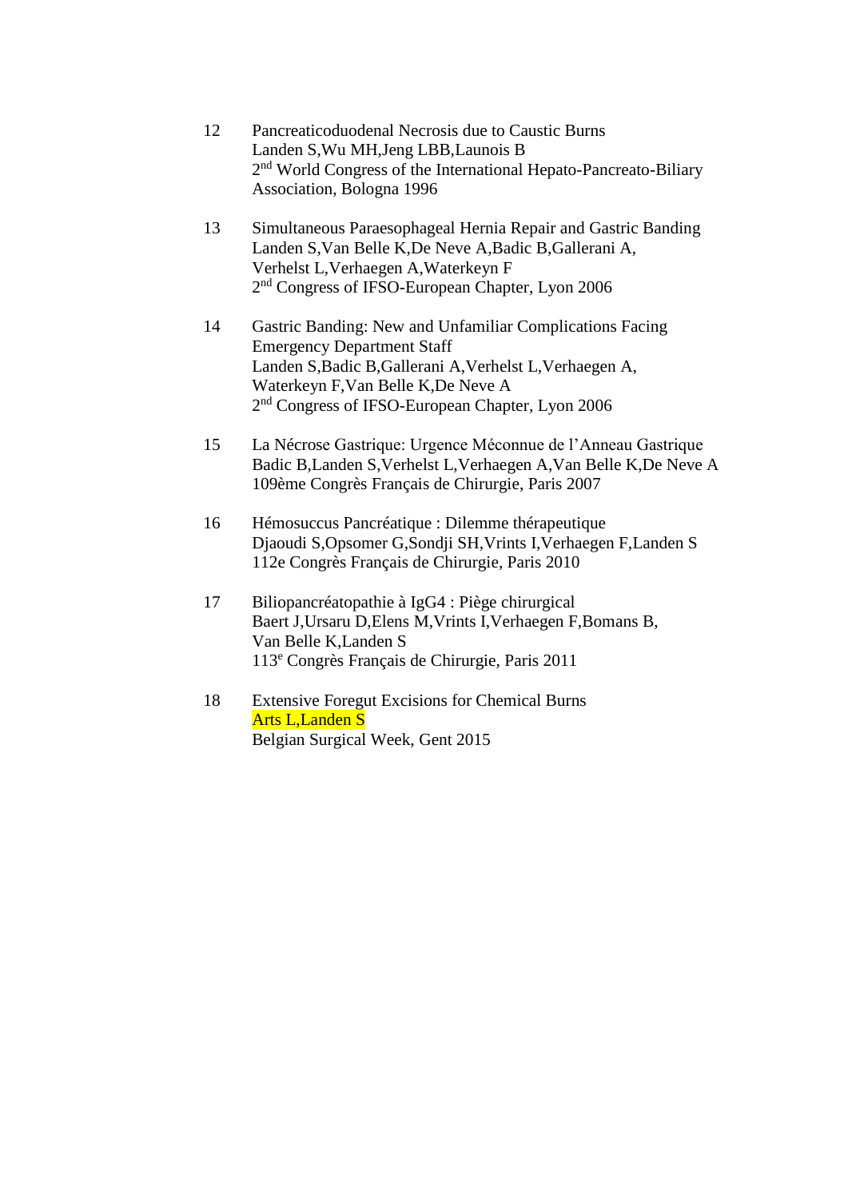12 Pancreaticoduodenal Necrosis due to Caustic Burns
Landen S,Wu MH,Jeng LBB,Launois B
2nd World Congress of the International Hepato-Pancreato-Biliary Association, Bologna 1996

13 Simultaneous Paraesophageal Hernia Repair and Gastric Banding
Landen S,Van Belle K,De Neve A,Badic B,Gallerani A,
Verhelst L,Verhaegen A,Waterkeyn F
2nd Congress of IFSO-European Chapter, Lyon 2006

14 Gastric Banding: New and Unfamiliar Complications Facing Emergency Department Staff
Landen S,Badic B,Gallerani A,Verhelst L,Verhaegen A,
Waterkeyn F,Van Belle K,De Neve A
2nd Congress of IFSO-European Chapter, Lyon 2006

15 La Nécrose Gastrique: Urgence Méconnue de l'Anneau Gastrique
Badic B,Landen S,Verhelst L,Verhaegen A,Van Belle K,De Neve A
109ème Congrès Français de Chirurgie, Paris 2007

16 Hémosuccus Pancréatique : Dilemme thérapeutique
Djaoudi S,Opsomer G,Sondji SH,Vrints I,Verhaegen F,Landen S
112e Congrès Français de Chirurgie, Paris 2010

17 Biliopancréatopathie à IgG4 : Piège chirurgical
Baert J,Ursaru D,Elens M,Vrints I,Verhaegen F,Bomans B,
Van Belle K,Landen S
113e Congrès Français de Chirurgie, Paris 2011

18 Extensive Foregut Excisions for Chemical Burns
Arts L,Landen S
Belgian Surgical Week, Gent 2015